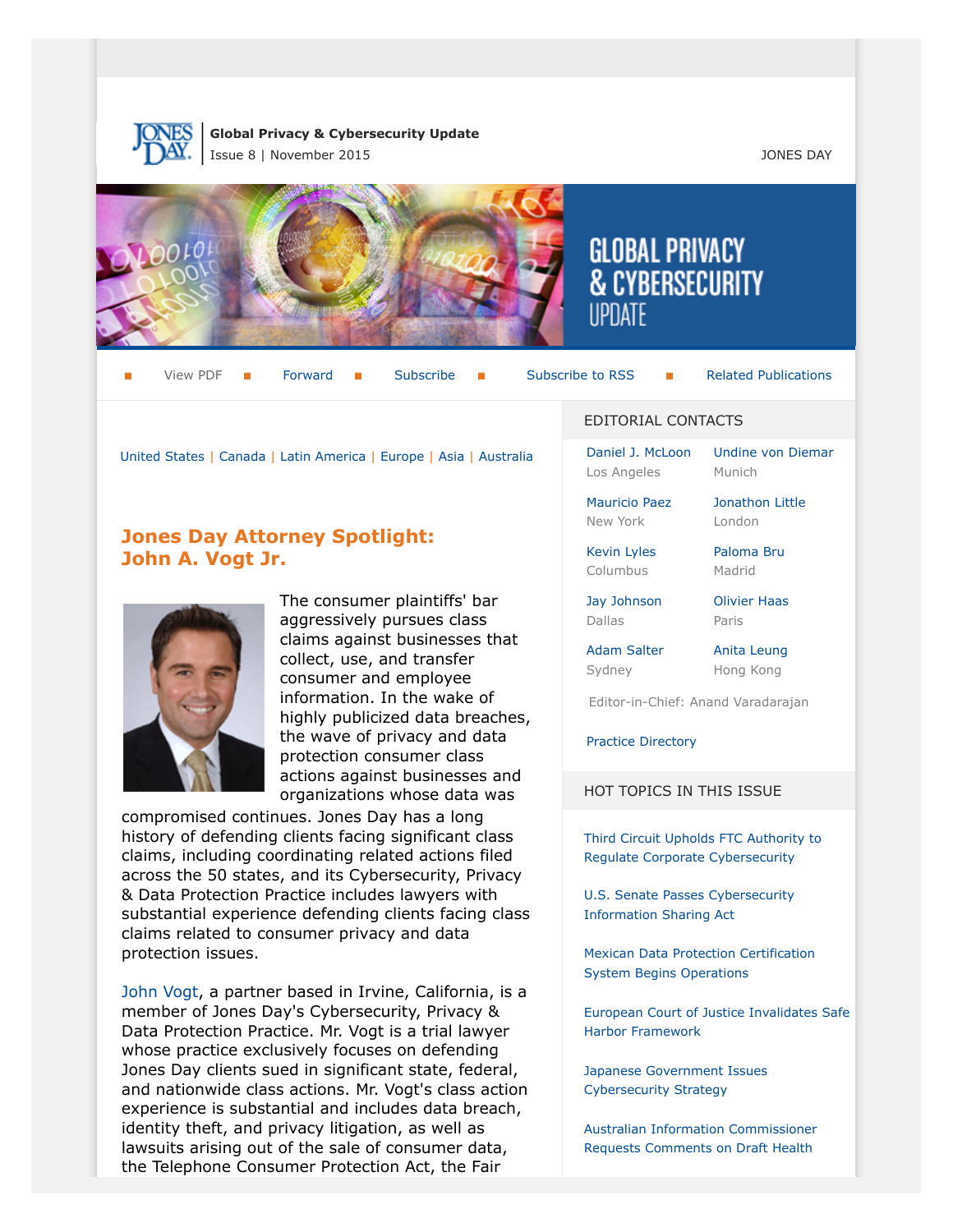**Global Privacy & Cybersecurity Update**
Issue 8 | November 2015

JONES DAY

# GLOBAL PRIVACY & CYBERSECURITY UPDATE

View PDF | Forward | Subscribe | Subscribe to RSS | Related Publications

United States | Canada | Latin America | Europe | Asia | Australia

## Jones Day Attorney Spotlight: John A. Vogt Jr.

The consumer plaintiffs' bar aggressively pursues class claims against businesses that collect, use, and transfer consumer and employee information. In the wake of highly publicized data breaches, the wave of privacy and data protection consumer class actions against businesses and organizations whose data was compromised continues. Jones Day has a long history of defending clients facing significant class claims, including coordinating related actions filed across the 50 states, and its Cybersecurity, Privacy & Data Protection Practice includes lawyers with substantial experience defending clients facing class claims related to consumer privacy and data protection issues.

John Vogt, a partner based in Irvine, California, is a member of Jones Day's Cybersecurity, Privacy & Data Protection Practice. Mr. Vogt is a trial lawyer whose practice exclusively focuses on defending Jones Day clients sued in significant state, federal, and nationwide class actions. Mr. Vogt's class action experience is substantial and includes data breach, identity theft, and privacy litigation, as well as lawsuits arising out of the sale of consumer data, the Telephone Consumer Protection Act, the Fair

### EDITORIAL CONTACTS

| | |
|---|---|
| Daniel J. McLoon<br>Los Angeles | Undine von Diemar<br>Munich |
| Mauricio Paez<br>New York | Jonathon Little<br>London |
| Kevin Lyles<br>Columbus | Paloma Bru<br>Madrid |
| Jay Johnson<br>Dallas | Olivier Haas<br>Paris |
| Adam Salter<br>Sydney | Anita Leung<br>Hong Kong |

Editor-in-Chief: Anand Varadarajan

Practice Directory

### HOT TOPICS IN THIS ISSUE

Third Circuit Upholds FTC Authority to Regulate Corporate Cybersecurity

U.S. Senate Passes Cybersecurity Information Sharing Act

Mexican Data Protection Certification System Begins Operations

European Court of Justice Invalidates Safe Harbor Framework

Japanese Government Issues Cybersecurity Strategy

Australian Information Commissioner Requests Comments on Draft Health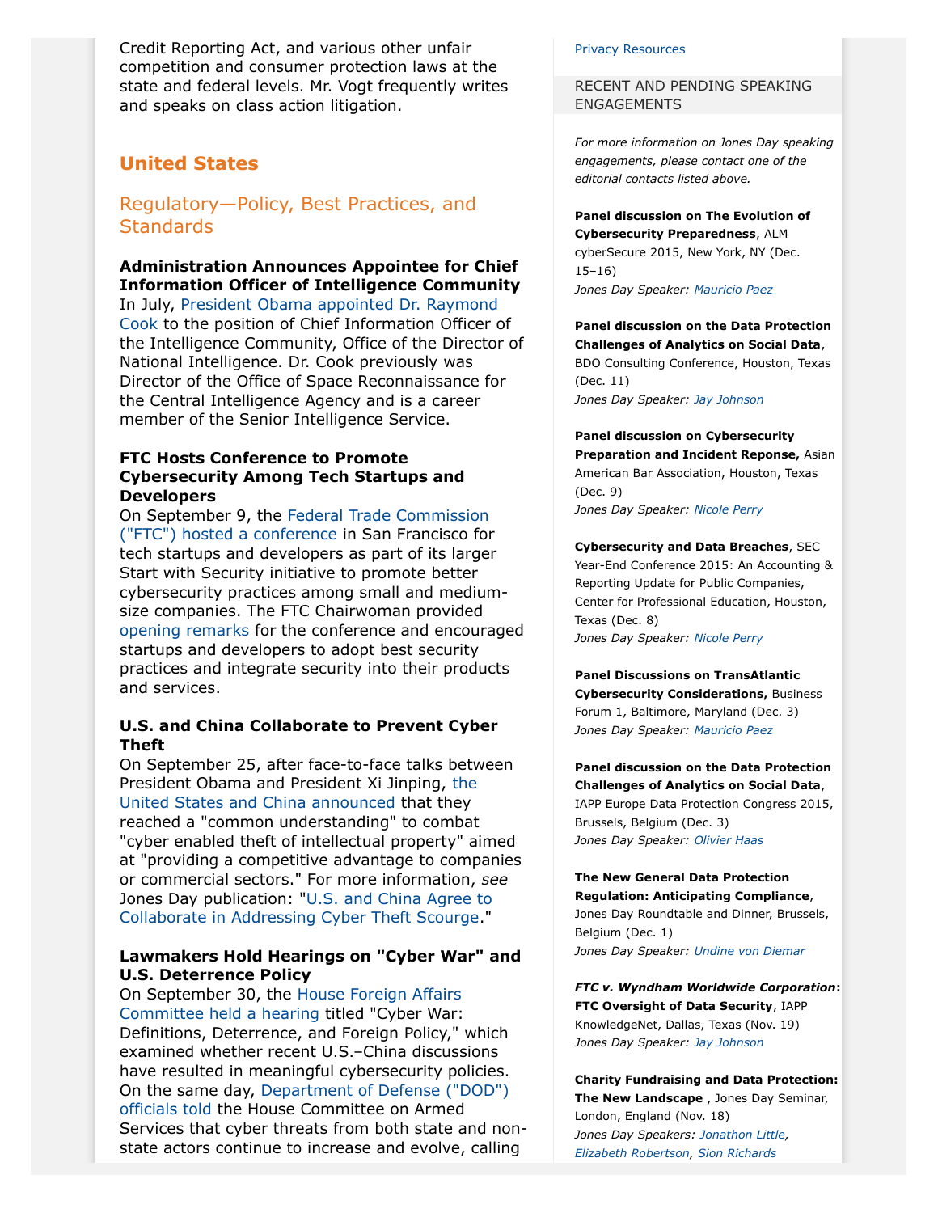Credit Reporting Act, and various other unfair competition and consumer protection laws at the state and federal levels. Mr. Vogt frequently writes and speaks on class action litigation.

## United States

### Regulatory—Policy, Best Practices, and Standards

**Administration Announces Appointee for Chief Information Officer of Intelligence Community**
In July, President Obama appointed Dr. Raymond Cook to the position of Chief Information Officer of the Intelligence Community, Office of the Director of National Intelligence. Dr. Cook previously was Director of the Office of Space Reconnaissance for the Central Intelligence Agency and is a career member of the Senior Intelligence Service.

**FTC Hosts Conference to Promote Cybersecurity Among Tech Startups and Developers**
On September 9, the Federal Trade Commission ("FTC") hosted a conference in San Francisco for tech startups and developers as part of its larger Start with Security initiative to promote better cybersecurity practices among small and medium-size companies. The FTC Chairwoman provided opening remarks for the conference and encouraged startups and developers to adopt best security practices and integrate security into their products and services.

**U.S. and China Collaborate to Prevent Cyber Theft**
On September 25, after face-to-face talks between President Obama and President Xi Jinping, the United States and China announced that they reached a "common understanding" to combat "cyber enabled theft of intellectual property" aimed at "providing a competitive advantage to companies or commercial sectors." For more information, *see* Jones Day publication: "U.S. and China Agree to Collaborate in Addressing Cyber Theft Scourge."

**Lawmakers Hold Hearings on "Cyber War" and U.S. Deterrence Policy**
On September 30, the House Foreign Affairs Committee held a hearing titled "Cyber War: Definitions, Deterrence, and Foreign Policy," which examined whether recent U.S.–China discussions have resulted in meaningful cybersecurity policies. On the same day, Department of Defense ("DOD") officials told the House Committee on Armed Services that cyber threats from both state and non-state actors continue to increase and evolve, calling

Privacy Resources

RECENT AND PENDING SPEAKING ENGAGEMENTS

*For more information on Jones Day speaking engagements, please contact one of the editorial contacts listed above.*

**Panel discussion on The Evolution of Cybersecurity Preparedness**, ALM cyberSecure 2015, New York, NY (Dec. 15–16)
*Jones Day Speaker: Mauricio Paez*

**Panel discussion on the Data Protection Challenges of Analytics on Social Data**, BDO Consulting Conference, Houston, Texas (Dec. 11)
*Jones Day Speaker: Jay Johnson*

**Panel discussion on Cybersecurity Preparation and Incident Reponse,** Asian American Bar Association, Houston, Texas (Dec. 9)
*Jones Day Speaker: Nicole Perry*

**Cybersecurity and Data Breaches**, SEC Year-End Conference 2015: An Accounting & Reporting Update for Public Companies, Center for Professional Education, Houston, Texas (Dec. 8)
*Jones Day Speaker: Nicole Perry*

**Panel Discussions on TransAtlantic Cybersecurity Considerations,** Business Forum 1, Baltimore, Maryland (Dec. 3)
*Jones Day Speaker: Mauricio Paez*

**Panel discussion on the Data Protection Challenges of Analytics on Social Data**, IAPP Europe Data Protection Congress 2015, Brussels, Belgium (Dec. 3)
*Jones Day Speaker: Olivier Haas*

**The New General Data Protection Regulation: Anticipating Compliance**, Jones Day Roundtable and Dinner, Brussels, Belgium (Dec. 1)
*Jones Day Speaker: Undine von Diemar*

***FTC v. Wyndham Worldwide Corporation*: FTC Oversight of Data Security**, IAPP KnowledgeNet, Dallas, Texas (Nov. 19)
*Jones Day Speaker: Jay Johnson*

**Charity Fundraising and Data Protection: The New Landscape** , Jones Day Seminar, London, England (Nov. 18)
*Jones Day Speakers: Jonathon Little, Elizabeth Robertson, Sion Richards*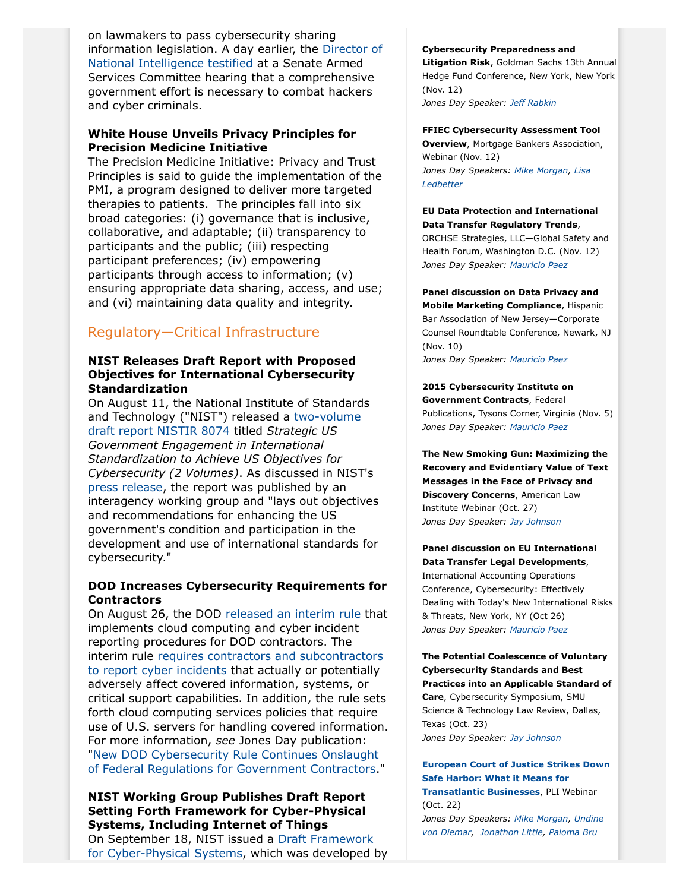on lawmakers to pass cybersecurity sharing information legislation. A day earlier, the Director of National Intelligence testified at a Senate Armed Services Committee hearing that a comprehensive government effort is necessary to combat hackers and cyber criminals.

### White House Unveils Privacy Principles for Precision Medicine Initiative

The Precision Medicine Initiative: Privacy and Trust Principles is said to guide the implementation of the PMI, a program designed to deliver more targeted therapies to patients. The principles fall into six broad categories: (i) governance that is inclusive, collaborative, and adaptable; (ii) transparency to participants and the public; (iii) respecting participant preferences; (iv) empowering participants through access to information; (v) ensuring appropriate data sharing, access, and use; and (vi) maintaining data quality and integrity.

## Regulatory—Critical Infrastructure

### NIST Releases Draft Report with Proposed Objectives for International Cybersecurity Standardization

On August 11, the National Institute of Standards and Technology ("NIST") released a two-volume draft report NISTIR 8074 titled *Strategic US Government Engagement in International Standardization to Achieve US Objectives for Cybersecurity (2 Volumes)*. As discussed in NIST's press release, the report was published by an interagency working group and "lays out objectives and recommendations for enhancing the US government's condition and participation in the development and use of international standards for cybersecurity."

### DOD Increases Cybersecurity Requirements for Contractors

On August 26, the DOD released an interim rule that implements cloud computing and cyber incident reporting procedures for DOD contractors. The interim rule requires contractors and subcontractors to report cyber incidents that actually or potentially adversely affect covered information, systems, or critical support capabilities. In addition, the rule sets forth cloud computing services policies that require use of U.S. servers for handling covered information. For more information, *see* Jones Day publication: "New DOD Cybersecurity Rule Continues Onslaught of Federal Regulations for Government Contractors."

### NIST Working Group Publishes Draft Report Setting Forth Framework for Cyber-Physical Systems, Including Internet of Things

On September 18, NIST issued a Draft Framework for Cyber-Physical Systems, which was developed by

**Cybersecurity Preparedness and Litigation Risk**, Goldman Sachs 13th Annual Hedge Fund Conference, New York, New York (Nov. 12)
*Jones Day Speaker: Jeff Rabkin*

**FFIEC Cybersecurity Assessment Tool Overview**, Mortgage Bankers Association, Webinar (Nov. 12)
*Jones Day Speakers: Mike Morgan, Lisa Ledbetter*

**EU Data Protection and International Data Transfer Regulatory Trends**, ORCHSE Strategies, LLC—Global Safety and Health Forum, Washington D.C. (Nov. 12)
*Jones Day Speaker: Mauricio Paez*

**Panel discussion on Data Privacy and Mobile Marketing Compliance**, Hispanic Bar Association of New Jersey—Corporate Counsel Roundtable Conference, Newark, NJ (Nov. 10)
*Jones Day Speaker: Mauricio Paez*

**2015 Cybersecurity Institute on Government Contracts**, Federal Publications, Tysons Corner, Virginia (Nov. 5)
*Jones Day Speaker: Mauricio Paez*

**The New Smoking Gun: Maximizing the Recovery and Evidentiary Value of Text Messages in the Face of Privacy and Discovery Concerns**, American Law Institute Webinar (Oct. 27)
*Jones Day Speaker: Jay Johnson*

**Panel discussion on EU International Data Transfer Legal Developments**, International Accounting Operations Conference, Cybersecurity: Effectively Dealing with Today's New International Risks & Threats, New York, NY (Oct 26)
*Jones Day Speaker: Mauricio Paez*

**The Potential Coalescence of Voluntary Cybersecurity Standards and Best Practices into an Applicable Standard of Care**, Cybersecurity Symposium, SMU Science & Technology Law Review, Dallas, Texas (Oct. 23)
*Jones Day Speaker: Jay Johnson*

**European Court of Justice Strikes Down Safe Harbor: What it Means for Transatlantic Businesses**, PLI Webinar (Oct. 22)
*Jones Day Speakers: Mike Morgan, Undine von Diemar, Jonathon Little, Paloma Bru*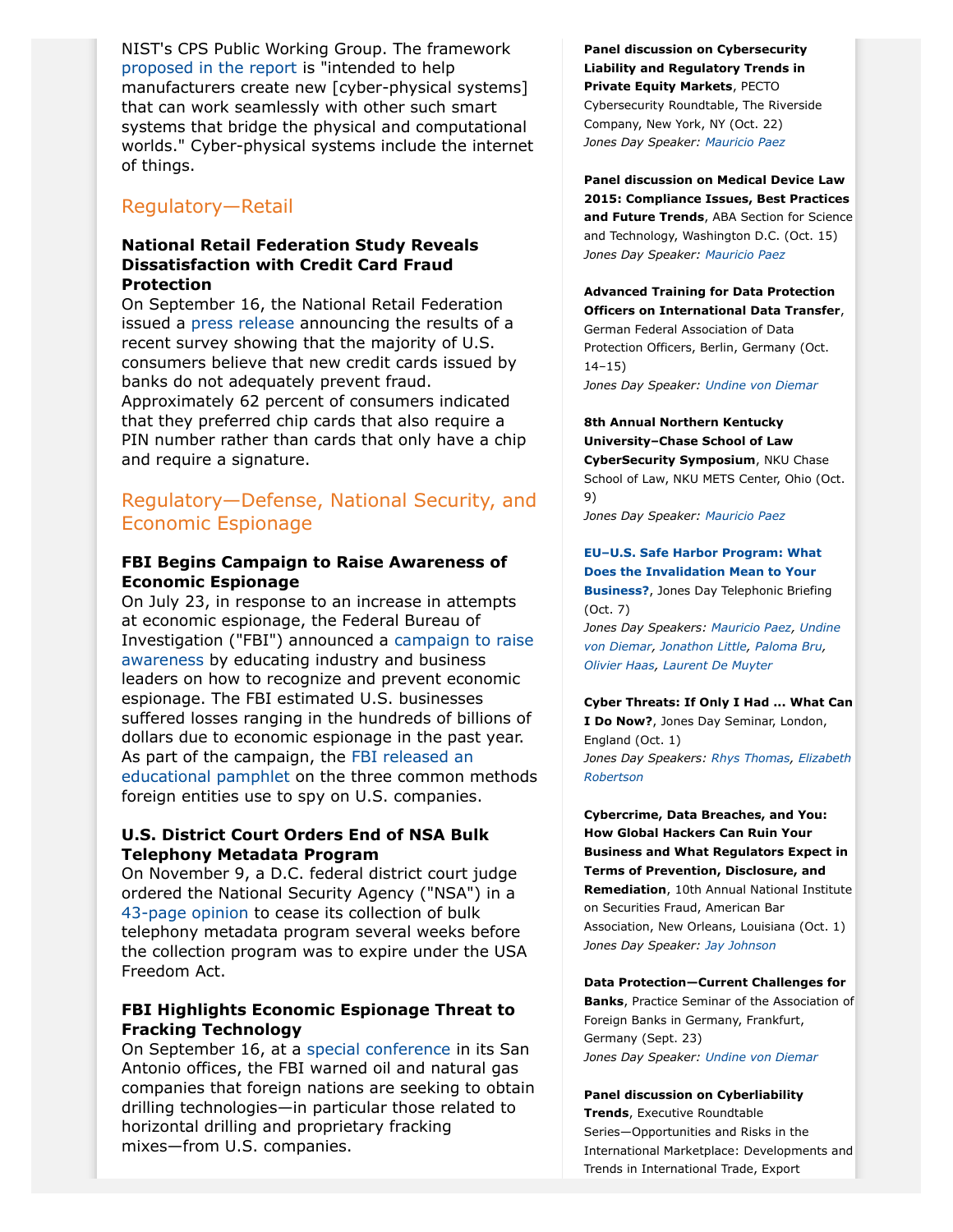NIST's CPS Public Working Group. The framework proposed in the report is "intended to help manufacturers create new [cyber-physical systems] that can work seamlessly with other such smart systems that bridge the physical and computational worlds." Cyber-physical systems include the internet of things.

## Regulatory—Retail

### National Retail Federation Study Reveals Dissatisfaction with Credit Card Fraud Protection

On September 16, the National Retail Federation issued a press release announcing the results of a recent survey showing that the majority of U.S. consumers believe that new credit cards issued by banks do not adequately prevent fraud. Approximately 62 percent of consumers indicated that they preferred chip cards that also require a PIN number rather than cards that only have a chip and require a signature.

## Regulatory—Defense, National Security, and Economic Espionage

### FBI Begins Campaign to Raise Awareness of Economic Espionage

On July 23, in response to an increase in attempts at economic espionage, the Federal Bureau of Investigation ("FBI") announced a campaign to raise awareness by educating industry and business leaders on how to recognize and prevent economic espionage. The FBI estimated U.S. businesses suffered losses ranging in the hundreds of billions of dollars due to economic espionage in the past year. As part of the campaign, the FBI released an educational pamphlet on the three common methods foreign entities use to spy on U.S. companies.

### U.S. District Court Orders End of NSA Bulk Telephony Metadata Program

On November 9, a D.C. federal district court judge ordered the National Security Agency ("NSA") in a 43-page opinion to cease its collection of bulk telephony metadata program several weeks before the collection program was to expire under the USA Freedom Act.

### FBI Highlights Economic Espionage Threat to Fracking Technology

On September 16, at a special conference in its San Antonio offices, the FBI warned oil and natural gas companies that foreign nations are seeking to obtain drilling technologies—in particular those related to horizontal drilling and proprietary fracking mixes—from U.S. companies.

**Panel discussion on Cybersecurity Liability and Regulatory Trends in Private Equity Markets**, PECTO Cybersecurity Roundtable, The Riverside Company, New York, NY (Oct. 22)
*Jones Day Speaker: Mauricio Paez*

**Panel discussion on Medical Device Law 2015: Compliance Issues, Best Practices and Future Trends**, ABA Section for Science and Technology, Washington D.C. (Oct. 15)
*Jones Day Speaker: Mauricio Paez*

**Advanced Training for Data Protection Officers on International Data Transfer**, German Federal Association of Data Protection Officers, Berlin, Germany (Oct. 14–15)
*Jones Day Speaker: Undine von Diemar*

**8th Annual Northern Kentucky University–Chase School of Law CyberSecurity Symposium**, NKU Chase School of Law, NKU METS Center, Ohio (Oct. 9)
*Jones Day Speaker: Mauricio Paez*

**EU–U.S. Safe Harbor Program: What Does the Invalidation Mean to Your Business?**, Jones Day Telephonic Briefing (Oct. 7)
*Jones Day Speakers: Mauricio Paez, Undine von Diemar, Jonathon Little, Paloma Bru, Olivier Haas, Laurent De Muyter*

**Cyber Threats: If Only I Had ... What Can I Do Now?**, Jones Day Seminar, London, England (Oct. 1)
*Jones Day Speakers: Rhys Thomas, Elizabeth Robertson*

**Cybercrime, Data Breaches, and You: How Global Hackers Can Ruin Your Business and What Regulators Expect in Terms of Prevention, Disclosure, and Remediation**, 10th Annual National Institute on Securities Fraud, American Bar Association, New Orleans, Louisiana (Oct. 1)
*Jones Day Speaker: Jay Johnson*

**Data Protection—Current Challenges for Banks**, Practice Seminar of the Association of Foreign Banks in Germany, Frankfurt, Germany (Sept. 23)
*Jones Day Speaker: Undine von Diemar*

**Panel discussion on Cyberliability Trends**, Executive Roundtable Series—Opportunities and Risks in the International Marketplace: Developments and Trends in International Trade, Export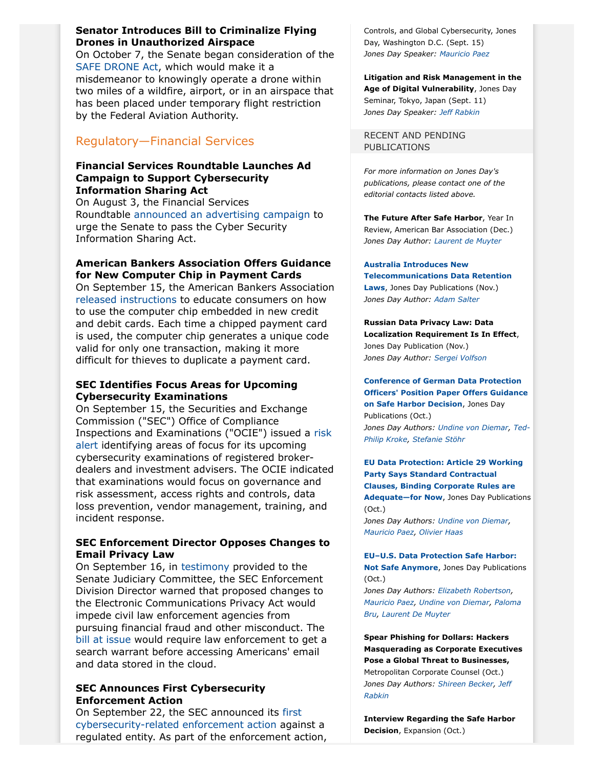**Senator Introduces Bill to Criminalize Flying Drones in Unauthorized Airspace**
On October 7, the Senate began consideration of the SAFE DRONE Act, which would make it a misdemeanor to knowingly operate a drone within two miles of a wildfire, airport, or in an airspace that has been placed under temporary flight restriction by the Federal Aviation Authority.

## Regulatory—Financial Services

**Financial Services Roundtable Launches Ad Campaign to Support Cybersecurity Information Sharing Act**
On August 3, the Financial Services Roundtable announced an advertising campaign to urge the Senate to pass the Cyber Security Information Sharing Act.

**American Bankers Association Offers Guidance for New Computer Chip in Payment Cards**
On September 15, the American Bankers Association released instructions to educate consumers on how to use the computer chip embedded in new credit and debit cards. Each time a chipped payment card is used, the computer chip generates a unique code valid for only one transaction, making it more difficult for thieves to duplicate a payment card.

**SEC Identifies Focus Areas for Upcoming Cybersecurity Examinations**
On September 15, the Securities and Exchange Commission ("SEC") Office of Compliance Inspections and Examinations ("OCIE") issued a risk alert identifying areas of focus for its upcoming cybersecurity examinations of registered broker-dealers and investment advisers. The OCIE indicated that examinations would focus on governance and risk assessment, access rights and controls, data loss prevention, vendor management, training, and incident response.

**SEC Enforcement Director Opposes Changes to Email Privacy Law**
On September 16, in testimony provided to the Senate Judiciary Committee, the SEC Enforcement Division Director warned that proposed changes to the Electronic Communications Privacy Act would impede civil law enforcement agencies from pursuing financial fraud and other misconduct. The bill at issue would require law enforcement to get a search warrant before accessing Americans' email and data stored in the cloud.

**SEC Announces First Cybersecurity Enforcement Action**
On September 22, the SEC announced its first cybersecurity-related enforcement action against a regulated entity. As part of the enforcement action,

Controls, and Global Cybersecurity, Jones Day, Washington D.C. (Sept. 15)
*Jones Day Speaker: Mauricio Paez*

**Litigation and Risk Management in the Age of Digital Vulnerability**, Jones Day Seminar, Tokyo, Japan (Sept. 11)
*Jones Day Speaker: Jeff Rabkin*

## RECENT AND PENDING PUBLICATIONS

*For more information on Jones Day's publications, please contact one of the editorial contacts listed above.*

**The Future After Safe Harbor**, Year In Review, American Bar Association (Dec.)
*Jones Day Author: Laurent de Muyter*

**Australia Introduces New Telecommunications Data Retention Laws**, Jones Day Publications (Nov.)
*Jones Day Author: Adam Salter*

**Russian Data Privacy Law: Data Localization Requirement Is In Effect**, Jones Day Publication (Nov.)
*Jones Day Author: Sergei Volfson*

**Conference of German Data Protection Officers' Position Paper Offers Guidance on Safe Harbor Decision**, Jones Day Publications (Oct.)
*Jones Day Authors: Undine von Diemar, Ted-Philip Kroke, Stefanie Stöhr*

**EU Data Protection: Article 29 Working Party Says Standard Contractual Clauses, Binding Corporate Rules are Adequate—for Now**, Jones Day Publications (Oct.)
*Jones Day Authors: Undine von Diemar, Mauricio Paez, Olivier Haas*

**EU–U.S. Data Protection Safe Harbor: Not Safe Anymore**, Jones Day Publications (Oct.)
*Jones Day Authors: Elizabeth Robertson, Mauricio Paez, Undine von Diemar, Paloma Bru, Laurent De Muyter*

**Spear Phishing for Dollars: Hackers Masquerading as Corporate Executives Pose a Global Threat to Businesses,** Metropolitan Corporate Counsel (Oct.)
*Jones Day Authors: Shireen Becker, Jeff Rabkin*

**Interview Regarding the Safe Harbor Decision**, Expansion (Oct.)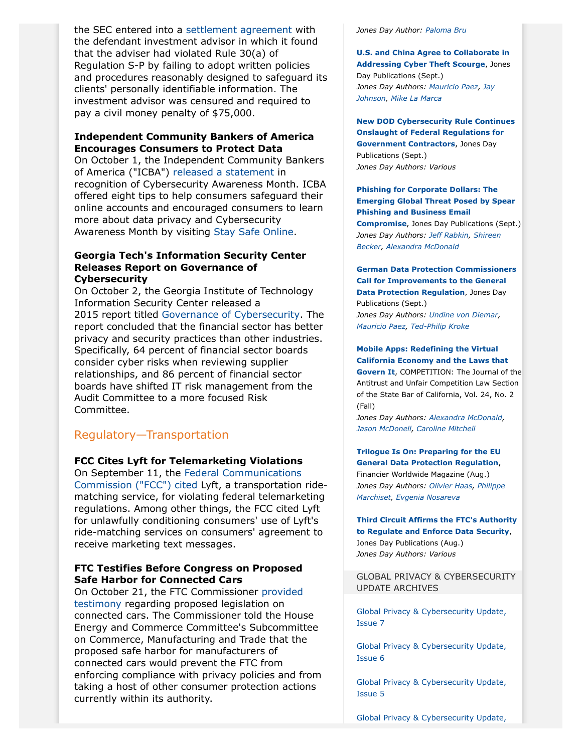the SEC entered into a settlement agreement with the defendant investment advisor in which it found that the adviser had violated Rule 30(a) of Regulation S-P by failing to adopt written policies and procedures reasonably designed to safeguard its clients' personally identifiable information. The investment advisor was censured and required to pay a civil money penalty of $75,000.

**Independent Community Bankers of America Encourages Consumers to Protect Data**

On October 1, the Independent Community Bankers of America ("ICBA") released a statement in recognition of Cybersecurity Awareness Month. ICBA offered eight tips to help consumers safeguard their online accounts and encouraged consumers to learn more about data privacy and Cybersecurity Awareness Month by visiting Stay Safe Online.

**Georgia Tech's Information Security Center Releases Report on Governance of Cybersecurity**

On October 2, the Georgia Institute of Technology Information Security Center released a 2015 report titled Governance of Cybersecurity. The report concluded that the financial sector has better privacy and security practices than other industries. Specifically, 64 percent of financial sector boards consider cyber risks when reviewing supplier relationships, and 86 percent of financial sector boards have shifted IT risk management from the Audit Committee to a more focused Risk Committee.

## Regulatory—Transportation

**FCC Cites Lyft for Telemarketing Violations**

On September 11, the Federal Communications Commission ("FCC") cited Lyft, a transportation ride-matching service, for violating federal telemarketing regulations. Among other things, the FCC cited Lyft for unlawfully conditioning consumers' use of Lyft's ride-matching services on consumers' agreement to receive marketing text messages.

**FTC Testifies Before Congress on Proposed Safe Harbor for Connected Cars**

On October 21, the FTC Commissioner provided testimony regarding proposed legislation on connected cars. The Commissioner told the House Energy and Commerce Committee's Subcommittee on Commerce, Manufacturing and Trade that the proposed safe harbor for manufacturers of connected cars would prevent the FTC from enforcing compliance with privacy policies and from taking a host of other consumer protection actions currently within its authority.

*Jones Day Author: Paloma Bru*

**U.S. and China Agree to Collaborate in Addressing Cyber Theft Scourge**, Jones Day Publications (Sept.)
*Jones Day Authors: Mauricio Paez, Jay Johnson, Mike La Marca*

**New DOD Cybersecurity Rule Continues Onslaught of Federal Regulations for Government Contractors**, Jones Day Publications (Sept.)
*Jones Day Authors: Various*

**Phishing for Corporate Dollars: The Emerging Global Threat Posed by Spear Phishing and Business Email Compromise**, Jones Day Publications (Sept.)
*Jones Day Authors: Jeff Rabkin, Shireen Becker, Alexandra McDonald*

**German Data Protection Commissioners Call for Improvements to the General Data Protection Regulation**, Jones Day Publications (Sept.)
*Jones Day Authors: Undine von Diemar, Mauricio Paez, Ted-Philip Kroke*

**Mobile Apps: Redefining the Virtual California Economy and the Laws that Govern It**, COMPETITION: The Journal of the Antitrust and Unfair Competition Law Section of the State Bar of California, Vol. 24, No. 2 (Fall)
*Jones Day Authors: Alexandra McDonald, Jason McDonell, Caroline Mitchell*

**Trilogue Is On: Preparing for the EU General Data Protection Regulation**, Financier Worldwide Magazine (Aug.)
*Jones Day Authors: Olivier Haas, Philippe Marchiset, Evgenia Nosareva*

**Third Circuit Affirms the FTC's Authority to Regulate and Enforce Data Security**, Jones Day Publications (Aug.)
*Jones Day Authors: Various*

GLOBAL PRIVACY & CYBERSECURITY UPDATE ARCHIVES

Global Privacy & Cybersecurity Update, Issue 7

Global Privacy & Cybersecurity Update, Issue 6

Global Privacy & Cybersecurity Update, Issue 5

Global Privacy & Cybersecurity Update,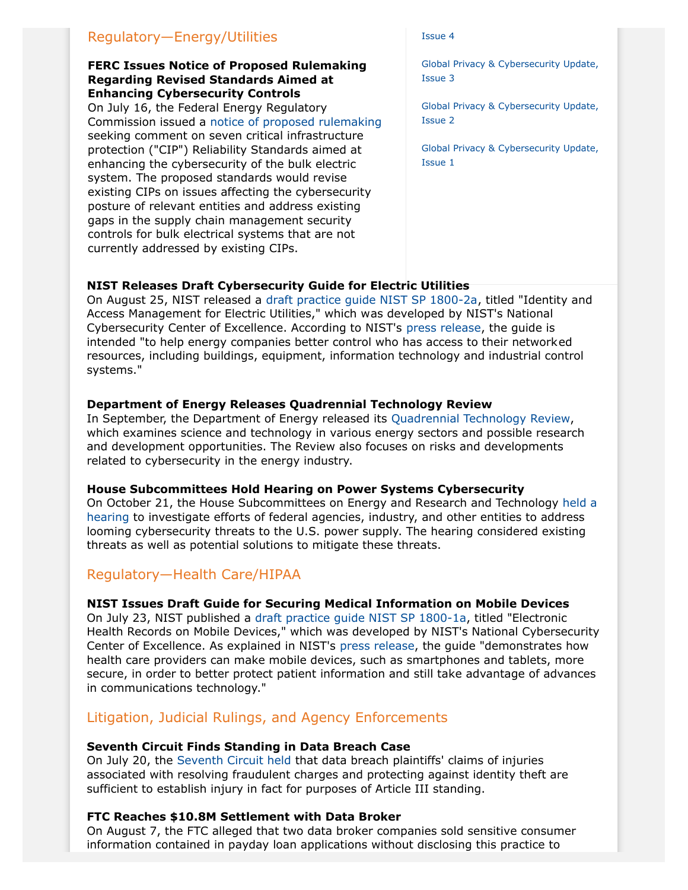## Regulatory—Energy/Utilities

**FERC Issues Notice of Proposed Rulemaking Regarding Revised Standards Aimed at Enhancing Cybersecurity Controls**
On July 16, the Federal Energy Regulatory Commission issued a notice of proposed rulemaking seeking comment on seven critical infrastructure protection ("CIP") Reliability Standards aimed at enhancing the cybersecurity of the bulk electric system. The proposed standards would revise existing CIPs on issues affecting the cybersecurity posture of relevant entities and address existing gaps in the supply chain management security controls for bulk electrical systems that are not currently addressed by existing CIPs.

**NIST Releases Draft Cybersecurity Guide for Electric Utilities**
On August 25, NIST released a draft practice guide NIST SP 1800-2a, titled "Identity and Access Management for Electric Utilities," which was developed by NIST's National Cybersecurity Center of Excellence. According to NIST's press release, the guide is intended "to help energy companies better control who has access to their networked resources, including buildings, equipment, information technology and industrial control systems."

**Department of Energy Releases Quadrennial Technology Review**
In September, the Department of Energy released its Quadrennial Technology Review, which examines science and technology in various energy sectors and possible research and development opportunities. The Review also focuses on risks and developments related to cybersecurity in the energy industry.

**House Subcommittees Hold Hearing on Power Systems Cybersecurity**
On October 21, the House Subcommittees on Energy and Research and Technology held a hearing to investigate efforts of federal agencies, industry, and other entities to address looming cybersecurity threats to the U.S. power supply. The hearing considered existing threats as well as potential solutions to mitigate these threats.

## Regulatory—Health Care/HIPAA

**NIST Issues Draft Guide for Securing Medical Information on Mobile Devices**
On July 23, NIST published a draft practice guide NIST SP 1800-1a, titled "Electronic Health Records on Mobile Devices," which was developed by NIST's National Cybersecurity Center of Excellence. As explained in NIST's press release, the guide "demonstrates how health care providers can make mobile devices, such as smartphones and tablets, more secure, in order to better protect patient information and still take advantage of advances in communications technology."

## Litigation, Judicial Rulings, and Agency Enforcements

**Seventh Circuit Finds Standing in Data Breach Case**
On July 20, the Seventh Circuit held that data breach plaintiffs' claims of injuries associated with resolving fraudulent charges and protecting against identity theft are sufficient to establish injury in fact for purposes of Article III standing.

**FTC Reaches $10.8M Settlement with Data Broker**
On August 7, the FTC alleged that two data broker companies sold sensitive consumer information contained in payday loan applications without disclosing this practice to

Issue 4

Global Privacy & Cybersecurity Update, Issue 3

Global Privacy & Cybersecurity Update, Issue 2

Global Privacy & Cybersecurity Update, Issue 1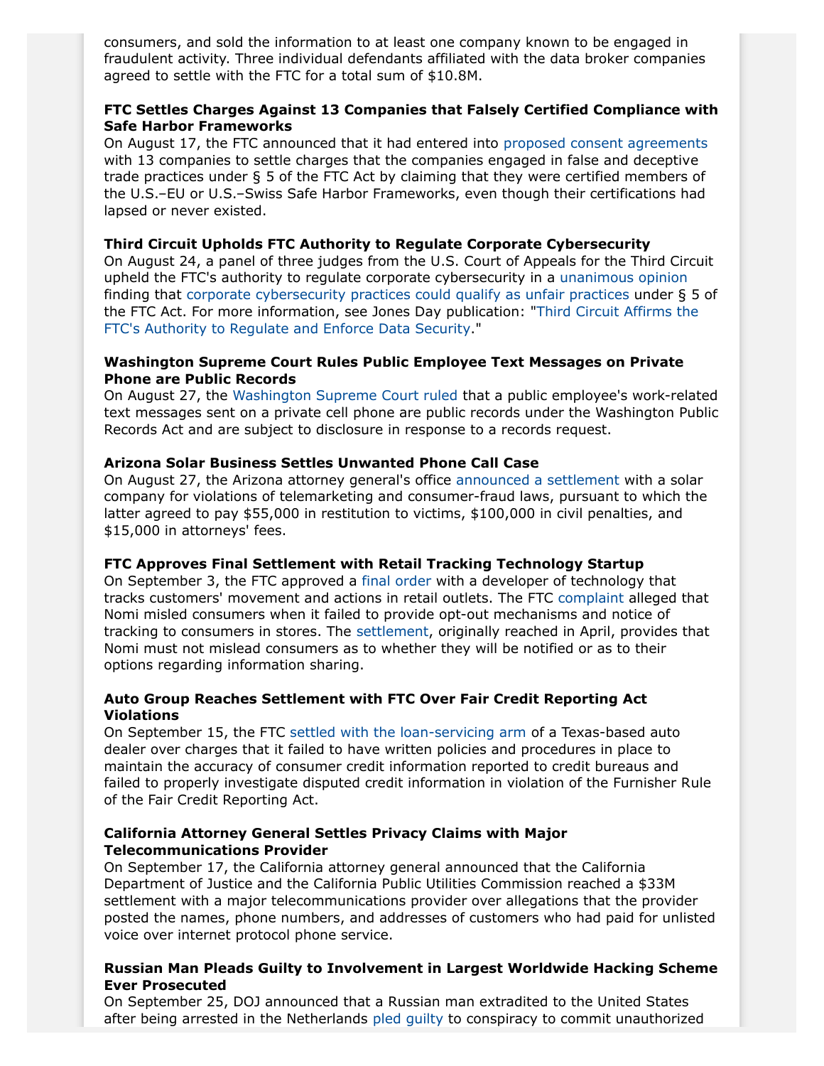consumers, and sold the information to at least one company known to be engaged in fraudulent activity. Three individual defendants affiliated with the data broker companies agreed to settle with the FTC for a total sum of $10.8M.

**FTC Settles Charges Against 13 Companies that Falsely Certified Compliance with Safe Harbor Frameworks**
On August 17, the FTC announced that it had entered into proposed consent agreements with 13 companies to settle charges that the companies engaged in false and deceptive trade practices under § 5 of the FTC Act by claiming that they were certified members of the U.S.–EU or U.S.–Swiss Safe Harbor Frameworks, even though their certifications had lapsed or never existed.

**Third Circuit Upholds FTC Authority to Regulate Corporate Cybersecurity**
On August 24, a panel of three judges from the U.S. Court of Appeals for the Third Circuit upheld the FTC's authority to regulate corporate cybersecurity in a unanimous opinion finding that corporate cybersecurity practices could qualify as unfair practices under § 5 of the FTC Act. For more information, see Jones Day publication: "Third Circuit Affirms the FTC's Authority to Regulate and Enforce Data Security."

**Washington Supreme Court Rules Public Employee Text Messages on Private Phone are Public Records**
On August 27, the Washington Supreme Court ruled that a public employee's work-related text messages sent on a private cell phone are public records under the Washington Public Records Act and are subject to disclosure in response to a records request.

**Arizona Solar Business Settles Unwanted Phone Call Case**
On August 27, the Arizona attorney general's office announced a settlement with a solar company for violations of telemarketing and consumer-fraud laws, pursuant to which the latter agreed to pay $55,000 in restitution to victims, $100,000 in civil penalties, and $15,000 in attorneys' fees.

**FTC Approves Final Settlement with Retail Tracking Technology Startup**
On September 3, the FTC approved a final order with a developer of technology that tracks customers' movement and actions in retail outlets. The FTC complaint alleged that Nomi misled consumers when it failed to provide opt-out mechanisms and notice of tracking to consumers in stores. The settlement, originally reached in April, provides that Nomi must not mislead consumers as to whether they will be notified or as to their options regarding information sharing.

**Auto Group Reaches Settlement with FTC Over Fair Credit Reporting Act Violations**
On September 15, the FTC settled with the loan-servicing arm of a Texas-based auto dealer over charges that it failed to have written policies and procedures in place to maintain the accuracy of consumer credit information reported to credit bureaus and failed to properly investigate disputed credit information in violation of the Furnisher Rule of the Fair Credit Reporting Act.

**California Attorney General Settles Privacy Claims with Major Telecommunications Provider**
On September 17, the California attorney general announced that the California Department of Justice and the California Public Utilities Commission reached a $33M settlement with a major telecommunications provider over allegations that the provider posted the names, phone numbers, and addresses of customers who had paid for unlisted voice over internet protocol phone service.

**Russian Man Pleads Guilty to Involvement in Largest Worldwide Hacking Scheme Ever Prosecuted**
On September 25, DOJ announced that a Russian man extradited to the United States after being arrested in the Netherlands pled guilty to conspiracy to commit unauthorized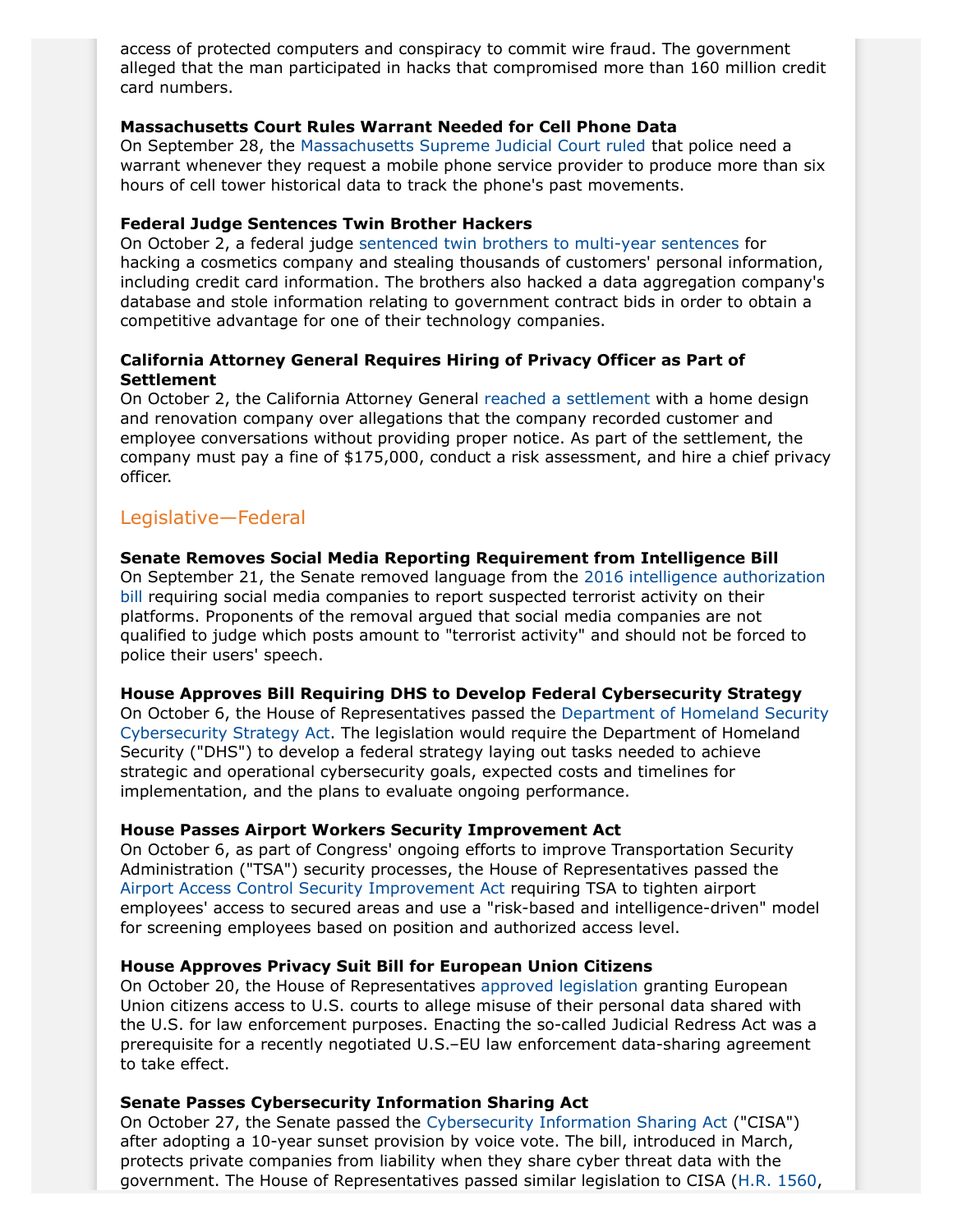access of protected computers and conspiracy to commit wire fraud. The government alleged that the man participated in hacks that compromised more than 160 million credit card numbers.

**Massachusetts Court Rules Warrant Needed for Cell Phone Data**
On September 28, the Massachusetts Supreme Judicial Court ruled that police need a warrant whenever they request a mobile phone service provider to produce more than six hours of cell tower historical data to track the phone's past movements.

**Federal Judge Sentences Twin Brother Hackers**
On October 2, a federal judge sentenced twin brothers to multi-year sentences for hacking a cosmetics company and stealing thousands of customers' personal information, including credit card information. The brothers also hacked a data aggregation company's database and stole information relating to government contract bids in order to obtain a competitive advantage for one of their technology companies.

**California Attorney General Requires Hiring of Privacy Officer as Part of Settlement**
On October 2, the California Attorney General reached a settlement with a home design and renovation company over allegations that the company recorded customer and employee conversations without providing proper notice. As part of the settlement, the company must pay a fine of $175,000, conduct a risk assessment, and hire a chief privacy officer.

## Legislative—Federal

**Senate Removes Social Media Reporting Requirement from Intelligence Bill**
On September 21, the Senate removed language from the 2016 intelligence authorization bill requiring social media companies to report suspected terrorist activity on their platforms. Proponents of the removal argued that social media companies are not qualified to judge which posts amount to "terrorist activity" and should not be forced to police their users' speech.

**House Approves Bill Requiring DHS to Develop Federal Cybersecurity Strategy**
On October 6, the House of Representatives passed the Department of Homeland Security Cybersecurity Strategy Act. The legislation would require the Department of Homeland Security ("DHS") to develop a federal strategy laying out tasks needed to achieve strategic and operational cybersecurity goals, expected costs and timelines for implementation, and the plans to evaluate ongoing performance.

**House Passes Airport Workers Security Improvement Act**
On October 6, as part of Congress' ongoing efforts to improve Transportation Security Administration ("TSA") security processes, the House of Representatives passed the Airport Access Control Security Improvement Act requiring TSA to tighten airport employees' access to secured areas and use a "risk-based and intelligence-driven" model for screening employees based on position and authorized access level.

**House Approves Privacy Suit Bill for European Union Citizens**
On October 20, the House of Representatives approved legislation granting European Union citizens access to U.S. courts to allege misuse of their personal data shared with the U.S. for law enforcement purposes. Enacting the so-called Judicial Redress Act was a prerequisite for a recently negotiated U.S.–EU law enforcement data-sharing agreement to take effect.

**Senate Passes Cybersecurity Information Sharing Act**
On October 27, the Senate passed the Cybersecurity Information Sharing Act ("CISA") after adopting a 10-year sunset provision by voice vote. The bill, introduced in March, protects private companies from liability when they share cyber threat data with the government. The House of Representatives passed similar legislation to CISA (H.R. 1560,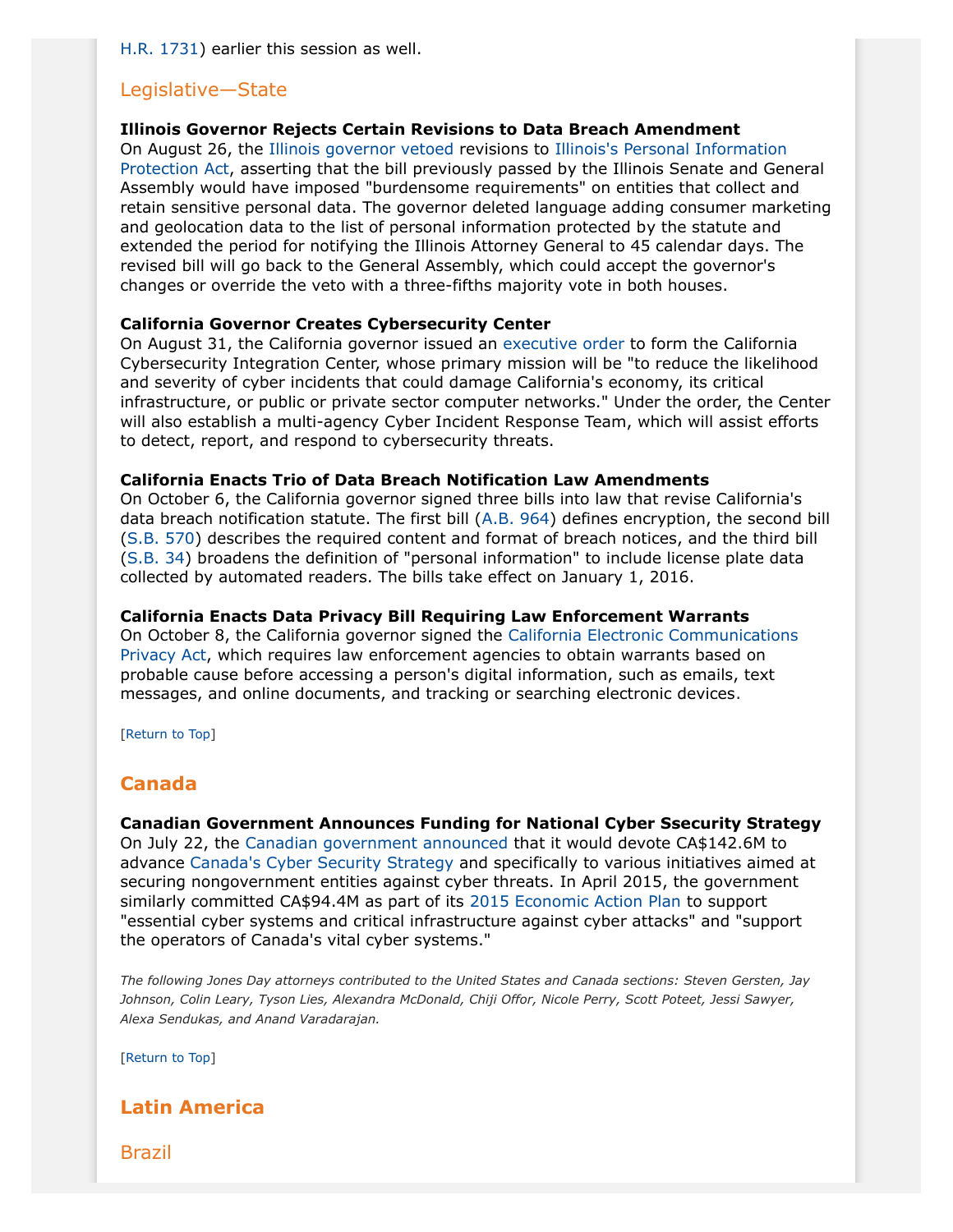H.R. 1731) earlier this session as well.

## Legislative—State

**Illinois Governor Rejects Certain Revisions to Data Breach Amendment**
On August 26, the Illinois governor vetoed revisions to Illinois's Personal Information Protection Act, asserting that the bill previously passed by the Illinois Senate and General Assembly would have imposed "burdensome requirements" on entities that collect and retain sensitive personal data. The governor deleted language adding consumer marketing and geolocation data to the list of personal information protected by the statute and extended the period for notifying the Illinois Attorney General to 45 calendar days. The revised bill will go back to the General Assembly, which could accept the governor's changes or override the veto with a three-fifths majority vote in both houses.

**California Governor Creates Cybersecurity Center**
On August 31, the California governor issued an executive order to form the California Cybersecurity Integration Center, whose primary mission will be "to reduce the likelihood and severity of cyber incidents that could damage California's economy, its critical infrastructure, or public or private sector computer networks." Under the order, the Center will also establish a multi-agency Cyber Incident Response Team, which will assist efforts to detect, report, and respond to cybersecurity threats.

**California Enacts Trio of Data Breach Notification Law Amendments**
On October 6, the California governor signed three bills into law that revise California's data breach notification statute. The first bill (A.B. 964) defines encryption, the second bill (S.B. 570) describes the required content and format of breach notices, and the third bill (S.B. 34) broadens the definition of "personal information" to include license plate data collected by automated readers. The bills take effect on January 1, 2016.

**California Enacts Data Privacy Bill Requiring Law Enforcement Warrants**
On October 8, the California governor signed the California Electronic Communications Privacy Act, which requires law enforcement agencies to obtain warrants based on probable cause before accessing a person's digital information, such as emails, text messages, and online documents, and tracking or searching electronic devices.

[Return to Top]

# Canada

**Canadian Government Announces Funding for National Cyber Ssecurity Strategy**
On July 22, the Canadian government announced that it would devote CA$142.6M to advance Canada's Cyber Security Strategy and specifically to various initiatives aimed at securing nongovernment entities against cyber threats. In April 2015, the government similarly committed CA$94.4M as part of its 2015 Economic Action Plan to support "essential cyber systems and critical infrastructure against cyber attacks" and "support the operators of Canada's vital cyber systems."

*The following Jones Day attorneys contributed to the United States and Canada sections: Steven Gersten, Jay Johnson, Colin Leary, Tyson Lies, Alexandra McDonald, Chiji Offor, Nicole Perry, Scott Poteet, Jessi Sawyer, Alexa Sendukas, and Anand Varadarajan.*

[Return to Top]

# Latin America

## Brazil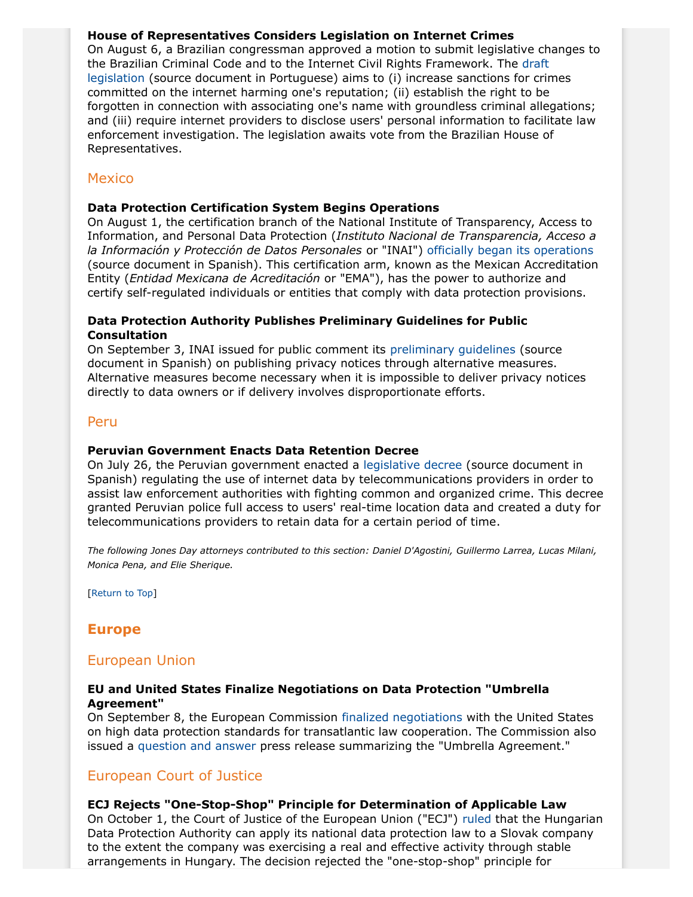**House of Representatives Considers Legislation on Internet Crimes**
On August 6, a Brazilian congressman approved a motion to submit legislative changes to the Brazilian Criminal Code and to the Internet Civil Rights Framework. The draft legislation (source document in Portuguese) aims to (i) increase sanctions for crimes committed on the internet harming one's reputation; (ii) establish the right to be forgotten in connection with associating one's name with groundless criminal allegations; and (iii) require internet providers to disclose users' personal information to facilitate law enforcement investigation. The legislation awaits vote from the Brazilian House of Representatives.

## Mexico

**Data Protection Certification System Begins Operations**
On August 1, the certification branch of the National Institute of Transparency, Access to Information, and Personal Data Protection (*Instituto Nacional de Transparencia, Acceso a la Información y Protección de Datos Personales* or "INAI") officially began its operations (source document in Spanish). This certification arm, known as the Mexican Accreditation Entity (*Entidad Mexicana de Acreditación* or "EMA"), has the power to authorize and certify self-regulated individuals or entities that comply with data protection provisions.

**Data Protection Authority Publishes Preliminary Guidelines for Public Consultation**
On September 3, INAI issued for public comment its preliminary guidelines (source document in Spanish) on publishing privacy notices through alternative measures. Alternative measures become necessary when it is impossible to deliver privacy notices directly to data owners or if delivery involves disproportionate efforts.

## Peru

**Peruvian Government Enacts Data Retention Decree**
On July 26, the Peruvian government enacted a legislative decree (source document in Spanish) regulating the use of internet data by telecommunications providers in order to assist law enforcement authorities with fighting common and organized crime. This decree granted Peruvian police full access to users' real-time location data and created a duty for telecommunications providers to retain data for a certain period of time.

*The following Jones Day attorneys contributed to this section: Daniel D'Agostini, Guillermo Larrea, Lucas Milani, Monica Pena, and Elie Sherique.*

[Return to Top]

# Europe

## European Union

**EU and United States Finalize Negotiations on Data Protection "Umbrella Agreement"**
On September 8, the European Commission finalized negotiations with the United States on high data protection standards for transatlantic law cooperation. The Commission also issued a question and answer press release summarizing the "Umbrella Agreement."

## European Court of Justice

**ECJ Rejects "One-Stop-Shop" Principle for Determination of Applicable Law**
On October 1, the Court of Justice of the European Union ("ECJ") ruled that the Hungarian Data Protection Authority can apply its national data protection law to a Slovak company to the extent the company was exercising a real and effective activity through stable arrangements in Hungary. The decision rejected the "one-stop-shop" principle for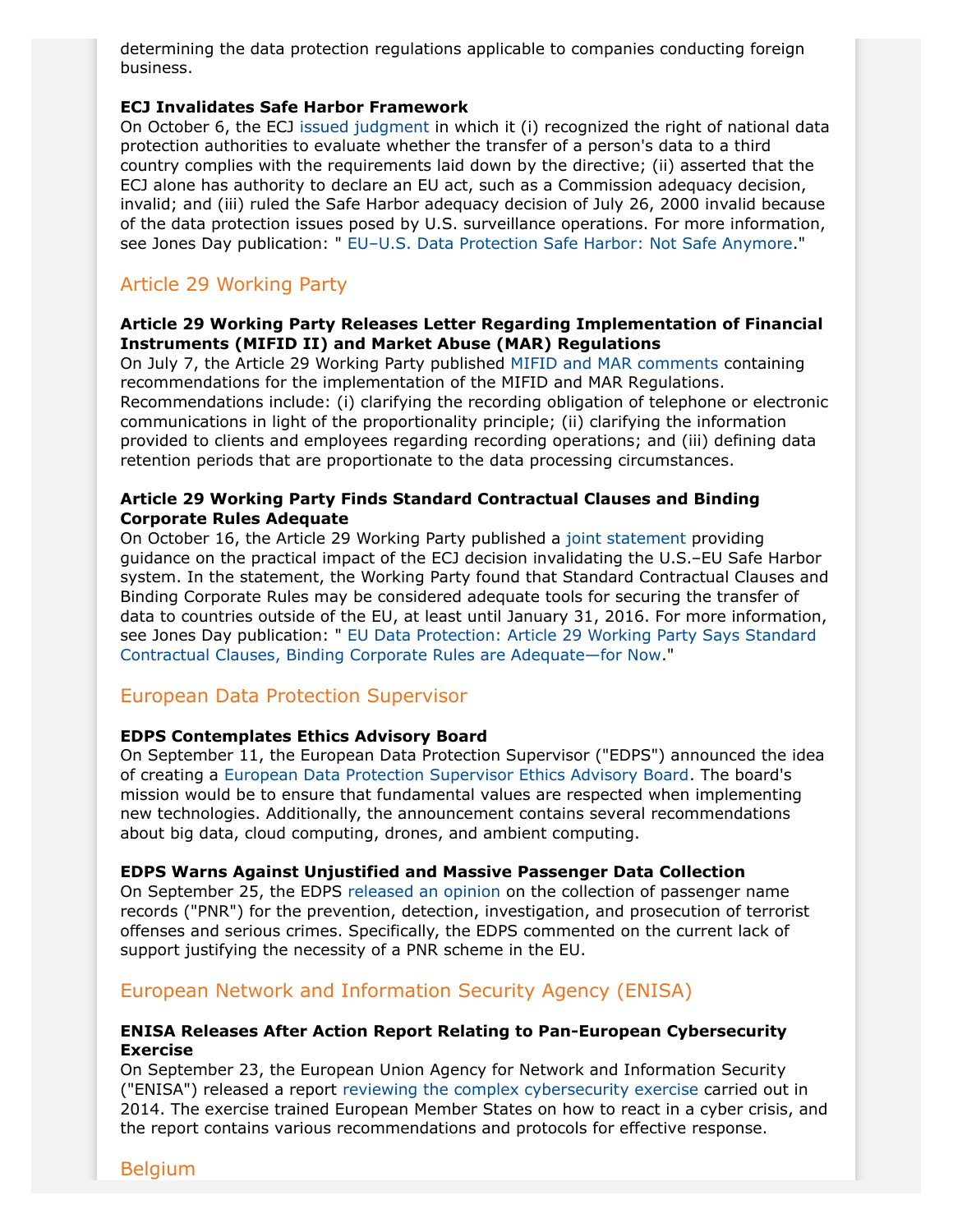determining the data protection regulations applicable to companies conducting foreign business.

**ECJ Invalidates Safe Harbor Framework**
On October 6, the ECJ issued judgment in which it (i) recognized the right of national data protection authorities to evaluate whether the transfer of a person's data to a third country complies with the requirements laid down by the directive; (ii) asserted that the ECJ alone has authority to declare an EU act, such as a Commission adequacy decision, invalid; and (iii) ruled the Safe Harbor adequacy decision of July 26, 2000 invalid because of the data protection issues posed by U.S. surveillance operations. For more information, see Jones Day publication: " EU–U.S. Data Protection Safe Harbor: Not Safe Anymore."

## Article 29 Working Party

**Article 29 Working Party Releases Letter Regarding Implementation of Financial Instruments (MIFID II) and Market Abuse (MAR) Regulations**
On July 7, the Article 29 Working Party published MIFID and MAR comments containing recommendations for the implementation of the MIFID and MAR Regulations. Recommendations include: (i) clarifying the recording obligation of telephone or electronic communications in light of the proportionality principle; (ii) clarifying the information provided to clients and employees regarding recording operations; and (iii) defining data retention periods that are proportionate to the data processing circumstances.

**Article 29 Working Party Finds Standard Contractual Clauses and Binding Corporate Rules Adequate**
On October 16, the Article 29 Working Party published a joint statement providing guidance on the practical impact of the ECJ decision invalidating the U.S.–EU Safe Harbor system. In the statement, the Working Party found that Standard Contractual Clauses and Binding Corporate Rules may be considered adequate tools for securing the transfer of data to countries outside of the EU, at least until January 31, 2016. For more information, see Jones Day publication: " EU Data Protection: Article 29 Working Party Says Standard Contractual Clauses, Binding Corporate Rules are Adequate—for Now."

## European Data Protection Supervisor

**EDPS Contemplates Ethics Advisory Board**
On September 11, the European Data Protection Supervisor ("EDPS") announced the idea of creating a European Data Protection Supervisor Ethics Advisory Board. The board's mission would be to ensure that fundamental values are respected when implementing new technologies. Additionally, the announcement contains several recommendations about big data, cloud computing, drones, and ambient computing.

**EDPS Warns Against Unjustified and Massive Passenger Data Collection**
On September 25, the EDPS released an opinion on the collection of passenger name records ("PNR") for the prevention, detection, investigation, and prosecution of terrorist offenses and serious crimes. Specifically, the EDPS commented on the current lack of support justifying the necessity of a PNR scheme in the EU.

## European Network and Information Security Agency (ENISA)

**ENISA Releases After Action Report Relating to Pan-European Cybersecurity Exercise**
On September 23, the European Union Agency for Network and Information Security ("ENISA") released a report reviewing the complex cybersecurity exercise carried out in 2014. The exercise trained European Member States on how to react in a cyber crisis, and the report contains various recommendations and protocols for effective response.

## Belgium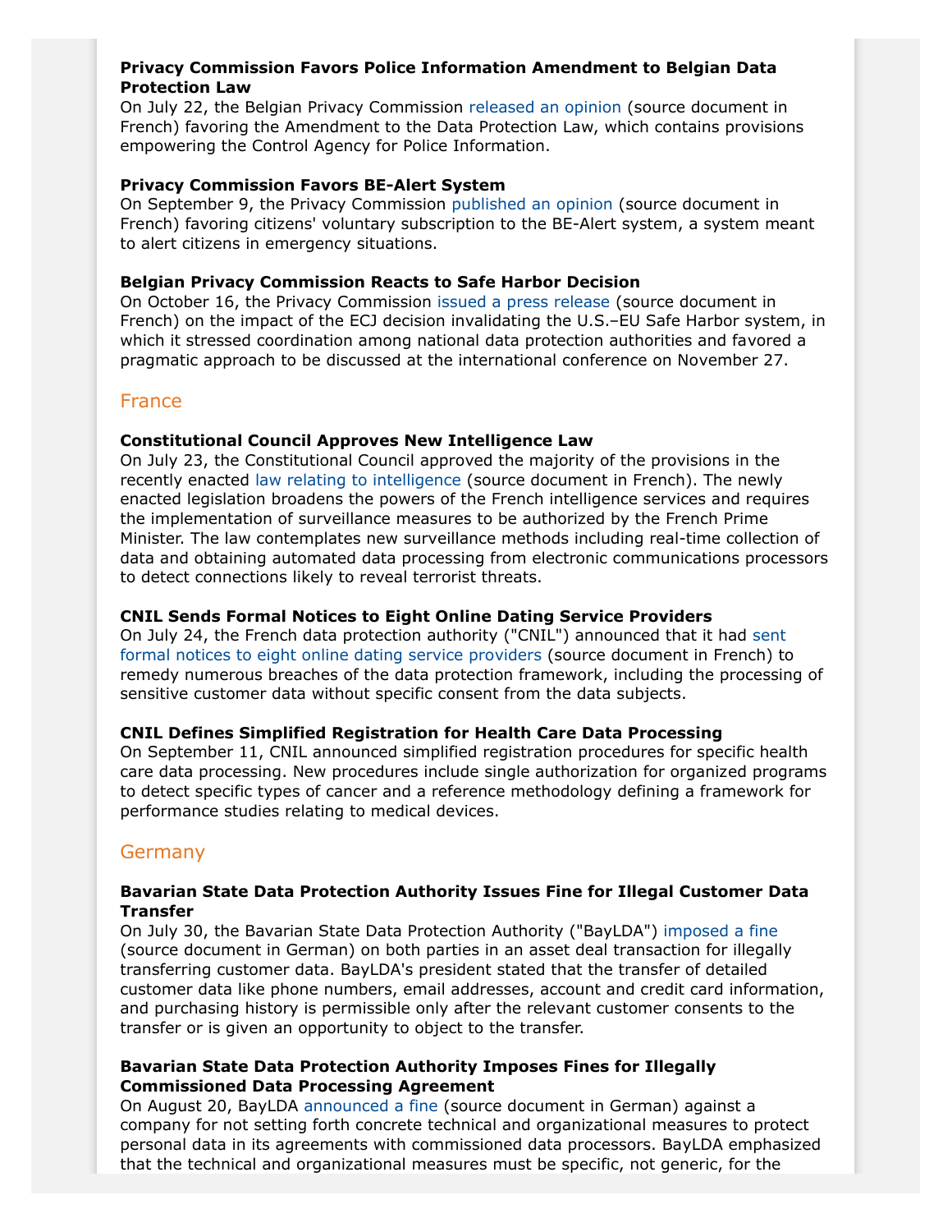**Privacy Commission Favors Police Information Amendment to Belgian Data Protection Law**
On July 22, the Belgian Privacy Commission released an opinion (source document in French) favoring the Amendment to the Data Protection Law, which contains provisions empowering the Control Agency for Police Information.

**Privacy Commission Favors BE-Alert System**
On September 9, the Privacy Commission published an opinion (source document in French) favoring citizens' voluntary subscription to the BE-Alert system, a system meant to alert citizens in emergency situations.

**Belgian Privacy Commission Reacts to Safe Harbor Decision**
On October 16, the Privacy Commission issued a press release (source document in French) on the impact of the ECJ decision invalidating the U.S.–EU Safe Harbor system, in which it stressed coordination among national data protection authorities and favored a pragmatic approach to be discussed at the international conference on November 27.

## France

**Constitutional Council Approves New Intelligence Law**
On July 23, the Constitutional Council approved the majority of the provisions in the recently enacted law relating to intelligence (source document in French). The newly enacted legislation broadens the powers of the French intelligence services and requires the implementation of surveillance measures to be authorized by the French Prime Minister. The law contemplates new surveillance methods including real-time collection of data and obtaining automated data processing from electronic communications processors to detect connections likely to reveal terrorist threats.

**CNIL Sends Formal Notices to Eight Online Dating Service Providers**
On July 24, the French data protection authority ("CNIL") announced that it had sent formal notices to eight online dating service providers (source document in French) to remedy numerous breaches of the data protection framework, including the processing of sensitive customer data without specific consent from the data subjects.

**CNIL Defines Simplified Registration for Health Care Data Processing**
On September 11, CNIL announced simplified registration procedures for specific health care data processing. New procedures include single authorization for organized programs to detect specific types of cancer and a reference methodology defining a framework for performance studies relating to medical devices.

## Germany

**Bavarian State Data Protection Authority Issues Fine for Illegal Customer Data Transfer**
On July 30, the Bavarian State Data Protection Authority ("BayLDA") imposed a fine (source document in German) on both parties in an asset deal transaction for illegally transferring customer data. BayLDA's president stated that the transfer of detailed customer data like phone numbers, email addresses, account and credit card information, and purchasing history is permissible only after the relevant customer consents to the transfer or is given an opportunity to object to the transfer.

**Bavarian State Data Protection Authority Imposes Fines for Illegally Commissioned Data Processing Agreement**
On August 20, BayLDA announced a fine (source document in German) against a company for not setting forth concrete technical and organizational measures to protect personal data in its agreements with commissioned data processors. BayLDA emphasized that the technical and organizational measures must be specific, not generic, for the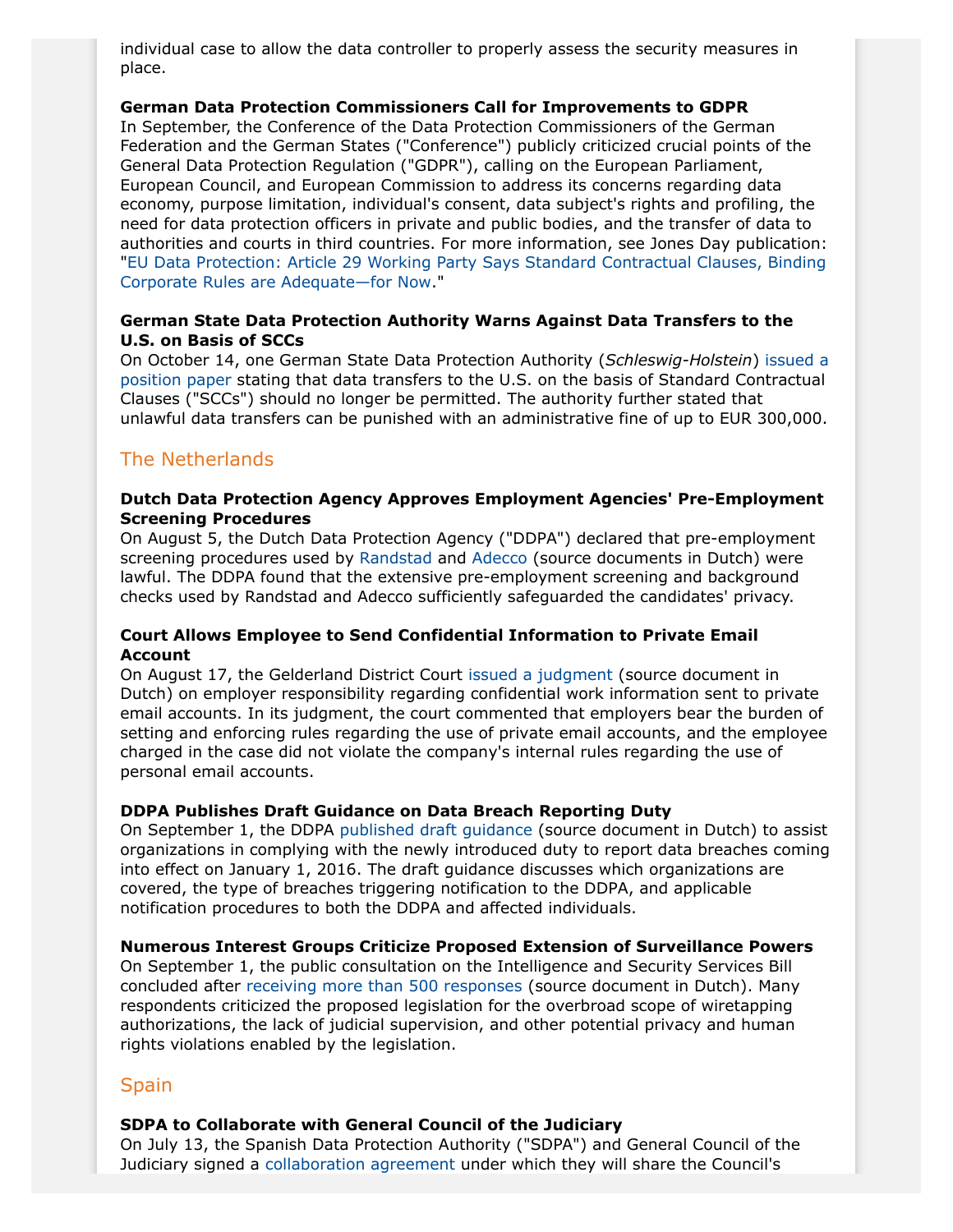individual case to allow the data controller to properly assess the security measures in place.

**German Data Protection Commissioners Call for Improvements to GDPR**
In September, the Conference of the Data Protection Commissioners of the German Federation and the German States ("Conference") publicly criticized crucial points of the General Data Protection Regulation ("GDPR"), calling on the European Parliament, European Council, and European Commission to address its concerns regarding data economy, purpose limitation, individual's consent, data subject's rights and profiling, the need for data protection officers in private and public bodies, and the transfer of data to authorities and courts in third countries. For more information, see Jones Day publication: "EU Data Protection: Article 29 Working Party Says Standard Contractual Clauses, Binding Corporate Rules are Adequate—for Now."

**German State Data Protection Authority Warns Against Data Transfers to the U.S. on Basis of SCCs**
On October 14, one German State Data Protection Authority (*Schleswig-Holstein*) issued a position paper stating that data transfers to the U.S. on the basis of Standard Contractual Clauses ("SCCs") should no longer be permitted. The authority further stated that unlawful data transfers can be punished with an administrative fine of up to EUR 300,000.

## The Netherlands

**Dutch Data Protection Agency Approves Employment Agencies' Pre-Employment Screening Procedures**
On August 5, the Dutch Data Protection Agency ("DDPA") declared that pre-employment screening procedures used by Randstad and Adecco (source documents in Dutch) were lawful. The DDPA found that the extensive pre-employment screening and background checks used by Randstad and Adecco sufficiently safeguarded the candidates' privacy.

**Court Allows Employee to Send Confidential Information to Private Email Account**
On August 17, the Gelderland District Court issued a judgment (source document in Dutch) on employer responsibility regarding confidential work information sent to private email accounts. In its judgment, the court commented that employers bear the burden of setting and enforcing rules regarding the use of private email accounts, and the employee charged in the case did not violate the company's internal rules regarding the use of personal email accounts.

**DDPA Publishes Draft Guidance on Data Breach Reporting Duty**
On September 1, the DDPA published draft guidance (source document in Dutch) to assist organizations in complying with the newly introduced duty to report data breaches coming into effect on January 1, 2016. The draft guidance discusses which organizations are covered, the type of breaches triggering notification to the DDPA, and applicable notification procedures to both the DDPA and affected individuals.

**Numerous Interest Groups Criticize Proposed Extension of Surveillance Powers**
On September 1, the public consultation on the Intelligence and Security Services Bill concluded after receiving more than 500 responses (source document in Dutch). Many respondents criticized the proposed legislation for the overbroad scope of wiretapping authorizations, the lack of judicial supervision, and other potential privacy and human rights violations enabled by the legislation.

## Spain

**SDPA to Collaborate with General Council of the Judiciary**
On July 13, the Spanish Data Protection Authority ("SDPA") and General Council of the Judiciary signed a collaboration agreement under which they will share the Council's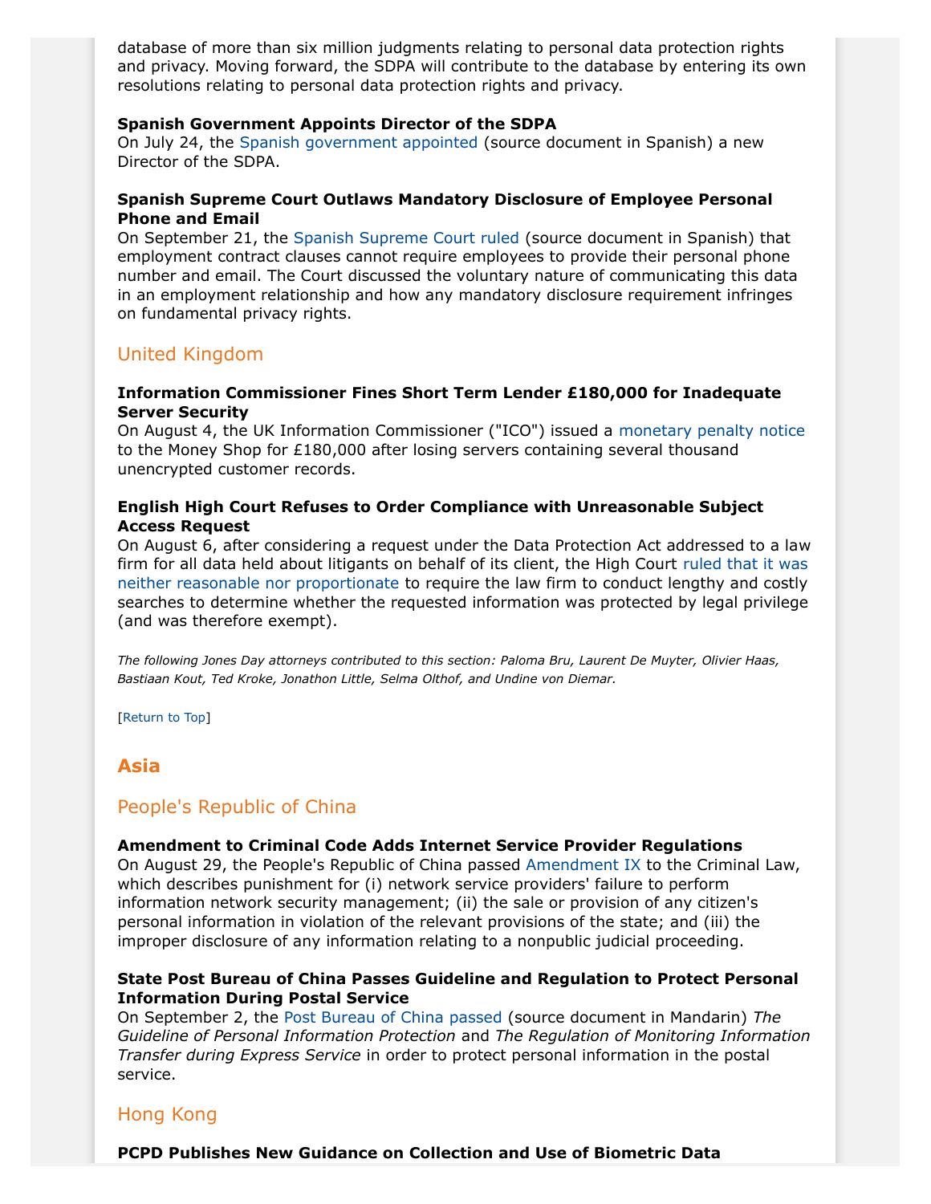database of more than six million judgments relating to personal data protection rights and privacy. Moving forward, the SDPA will contribute to the database by entering its own resolutions relating to personal data protection rights and privacy.

**Spanish Government Appoints Director of the SDPA**
On July 24, the Spanish government appointed (source document in Spanish) a new Director of the SDPA.

**Spanish Supreme Court Outlaws Mandatory Disclosure of Employee Personal Phone and Email**
On September 21, the Spanish Supreme Court ruled (source document in Spanish) that employment contract clauses cannot require employees to provide their personal phone number and email. The Court discussed the voluntary nature of communicating this data in an employment relationship and how any mandatory disclosure requirement infringes on fundamental privacy rights.

### United Kingdom

**Information Commissioner Fines Short Term Lender £180,000 for Inadequate Server Security**
On August 4, the UK Information Commissioner ("ICO") issued a monetary penalty notice to the Money Shop for £180,000 after losing servers containing several thousand unencrypted customer records.

**English High Court Refuses to Order Compliance with Unreasonable Subject Access Request**
On August 6, after considering a request under the Data Protection Act addressed to a law firm for all data held about litigants on behalf of its client, the High Court ruled that it was neither reasonable nor proportionate to require the law firm to conduct lengthy and costly searches to determine whether the requested information was protected by legal privilege (and was therefore exempt).

*The following Jones Day attorneys contributed to this section: Paloma Bru, Laurent De Muyter, Olivier Haas, Bastiaan Kout, Ted Kroke, Jonathon Little, Selma Olthof, and Undine von Diemar.*

[Return to Top]

## Asia

### People's Republic of China

**Amendment to Criminal Code Adds Internet Service Provider Regulations**
On August 29, the People's Republic of China passed Amendment IX to the Criminal Law, which describes punishment for (i) network service providers' failure to perform information network security management; (ii) the sale or provision of any citizen's personal information in violation of the relevant provisions of the state; and (iii) the improper disclosure of any information relating to a nonpublic judicial proceeding.

**State Post Bureau of China Passes Guideline and Regulation to Protect Personal Information During Postal Service**
On September 2, the Post Bureau of China passed (source document in Mandarin) *The Guideline of Personal Information Protection* and *The Regulation of Monitoring Information Transfer during Express Service* in order to protect personal information in the postal service.

### Hong Kong

**PCPD Publishes New Guidance on Collection and Use of Biometric Data**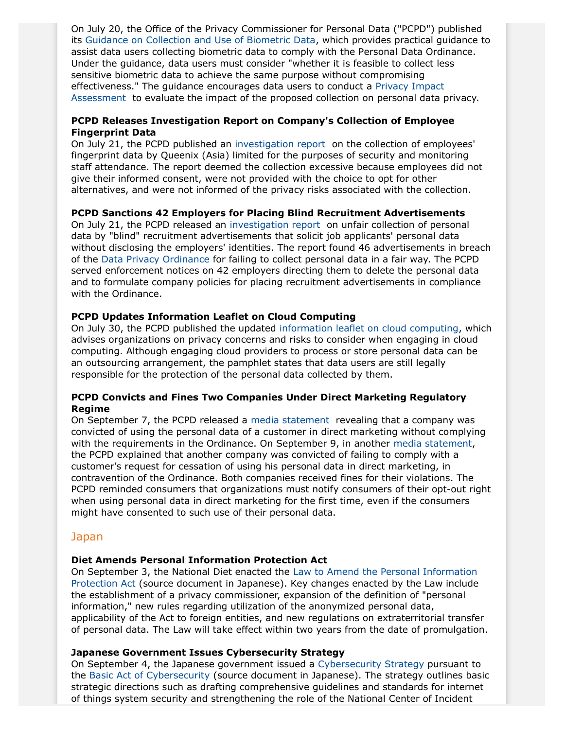On July 20, the Office of the Privacy Commissioner for Personal Data ("PCPD") published its Guidance on Collection and Use of Biometric Data, which provides practical guidance to assist data users collecting biometric data to comply with the Personal Data Ordinance. Under the guidance, data users must consider "whether it is feasible to collect less sensitive biometric data to achieve the same purpose without compromising effectiveness." The guidance encourages data users to conduct a Privacy Impact Assessment to evaluate the impact of the proposed collection on personal data privacy.

**PCPD Releases Investigation Report on Company's Collection of Employee Fingerprint Data**

On July 21, the PCPD published an investigation report on the collection of employees' fingerprint data by Queenix (Asia) limited for the purposes of security and monitoring staff attendance. The report deemed the collection excessive because employees did not give their informed consent, were not provided with the choice to opt for other alternatives, and were not informed of the privacy risks associated with the collection.

**PCPD Sanctions 42 Employers for Placing Blind Recruitment Advertisements**

On July 21, the PCPD released an investigation report on unfair collection of personal data by "blind" recruitment advertisements that solicit job applicants' personal data without disclosing the employers' identities. The report found 46 advertisements in breach of the Data Privacy Ordinance for failing to collect personal data in a fair way. The PCPD served enforcement notices on 42 employers directing them to delete the personal data and to formulate company policies for placing recruitment advertisements in compliance with the Ordinance.

**PCPD Updates Information Leaflet on Cloud Computing**

On July 30, the PCPD published the updated information leaflet on cloud computing, which advises organizations on privacy concerns and risks to consider when engaging in cloud computing. Although engaging cloud providers to process or store personal data can be an outsourcing arrangement, the pamphlet states that data users are still legally responsible for the protection of the personal data collected by them.

**PCPD Convicts and Fines Two Companies Under Direct Marketing Regulatory Regime**

On September 7, the PCPD released a media statement revealing that a company was convicted of using the personal data of a customer in direct marketing without complying with the requirements in the Ordinance. On September 9, in another media statement, the PCPD explained that another company was convicted of failing to comply with a customer's request for cessation of using his personal data in direct marketing, in contravention of the Ordinance. Both companies received fines for their violations. The PCPD reminded consumers that organizations must notify consumers of their opt-out right when using personal data in direct marketing for the first time, even if the consumers might have consented to such use of their personal data.

## Japan

**Diet Amends Personal Information Protection Act**

On September 3, the National Diet enacted the Law to Amend the Personal Information Protection Act (source document in Japanese). Key changes enacted by the Law include the establishment of a privacy commissioner, expansion of the definition of "personal information," new rules regarding utilization of the anonymized personal data, applicability of the Act to foreign entities, and new regulations on extraterritorial transfer of personal data. The Law will take effect within two years from the date of promulgation.

**Japanese Government Issues Cybersecurity Strategy**

On September 4, the Japanese government issued a Cybersecurity Strategy pursuant to the Basic Act of Cybersecurity (source document in Japanese). The strategy outlines basic strategic directions such as drafting comprehensive guidelines and standards for internet of things system security and strengthening the role of the National Center of Incident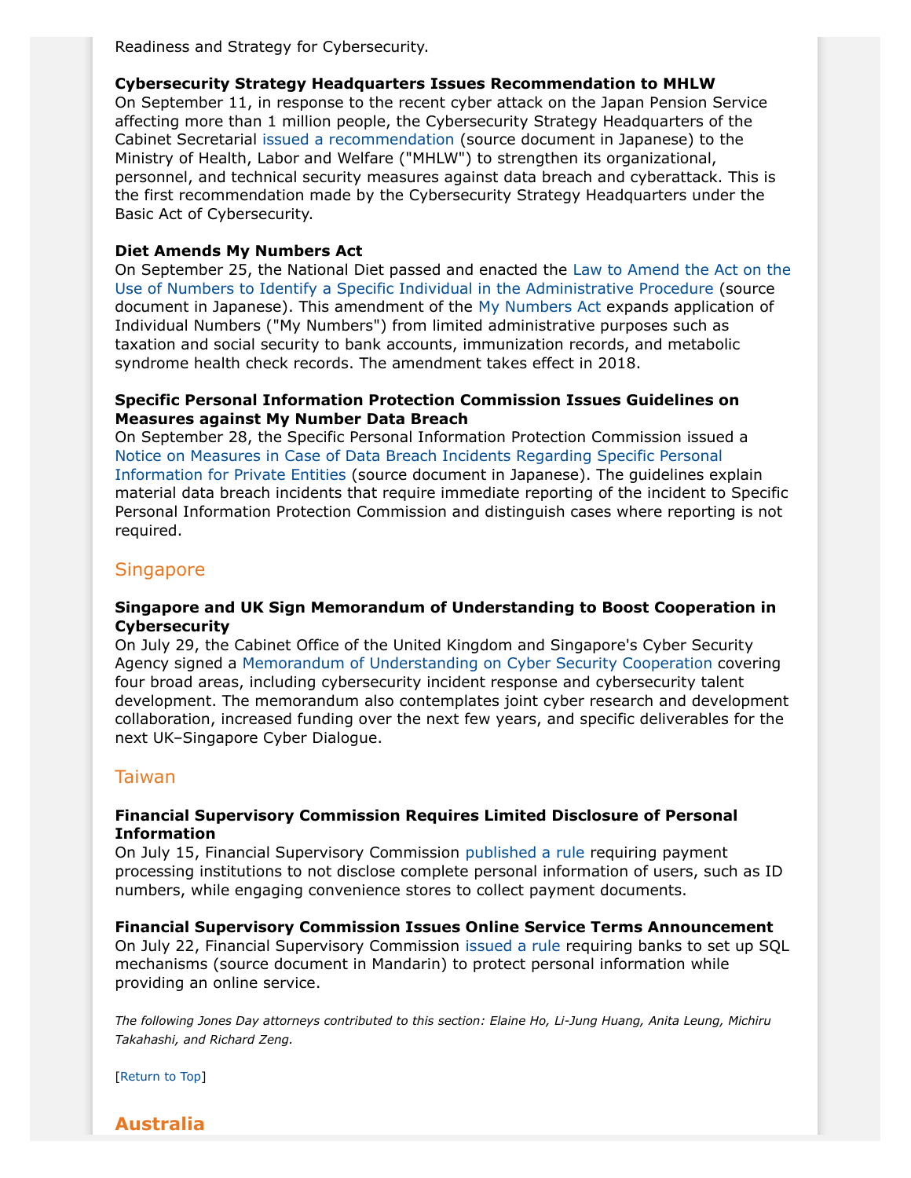Readiness and Strategy for Cybersecurity.

**Cybersecurity Strategy Headquarters Issues Recommendation to MHLW**
On September 11, in response to the recent cyber attack on the Japan Pension Service affecting more than 1 million people, the Cybersecurity Strategy Headquarters of the Cabinet Secretarial issued a recommendation (source document in Japanese) to the Ministry of Health, Labor and Welfare ("MHLW") to strengthen its organizational, personnel, and technical security measures against data breach and cyberattack. This is the first recommendation made by the Cybersecurity Strategy Headquarters under the Basic Act of Cybersecurity.

**Diet Amends My Numbers Act**
On September 25, the National Diet passed and enacted the Law to Amend the Act on the Use of Numbers to Identify a Specific Individual in the Administrative Procedure (source document in Japanese). This amendment of the My Numbers Act expands application of Individual Numbers ("My Numbers") from limited administrative purposes such as taxation and social security to bank accounts, immunization records, and metabolic syndrome health check records. The amendment takes effect in 2018.

**Specific Personal Information Protection Commission Issues Guidelines on Measures against My Number Data Breach**
On September 28, the Specific Personal Information Protection Commission issued a Notice on Measures in Case of Data Breach Incidents Regarding Specific Personal Information for Private Entities (source document in Japanese). The guidelines explain material data breach incidents that require immediate reporting of the incident to Specific Personal Information Protection Commission and distinguish cases where reporting is not required.

## Singapore

**Singapore and UK Sign Memorandum of Understanding to Boost Cooperation in Cybersecurity**
On July 29, the Cabinet Office of the United Kingdom and Singapore's Cyber Security Agency signed a Memorandum of Understanding on Cyber Security Cooperation covering four broad areas, including cybersecurity incident response and cybersecurity talent development. The memorandum also contemplates joint cyber research and development collaboration, increased funding over the next few years, and specific deliverables for the next UK–Singapore Cyber Dialogue.

## Taiwan

**Financial Supervisory Commission Requires Limited Disclosure of Personal Information**
On July 15, Financial Supervisory Commission published a rule requiring payment processing institutions to not disclose complete personal information of users, such as ID numbers, while engaging convenience stores to collect payment documents.

**Financial Supervisory Commission Issues Online Service Terms Announcement**
On July 22, Financial Supervisory Commission issued a rule requiring banks to set up SQL mechanisms (source document in Mandarin) to protect personal information while providing an online service.

*The following Jones Day attorneys contributed to this section: Elaine Ho, Li-Jung Huang, Anita Leung, Michiru Takahashi, and Richard Zeng.*

[Return to Top]

# Australia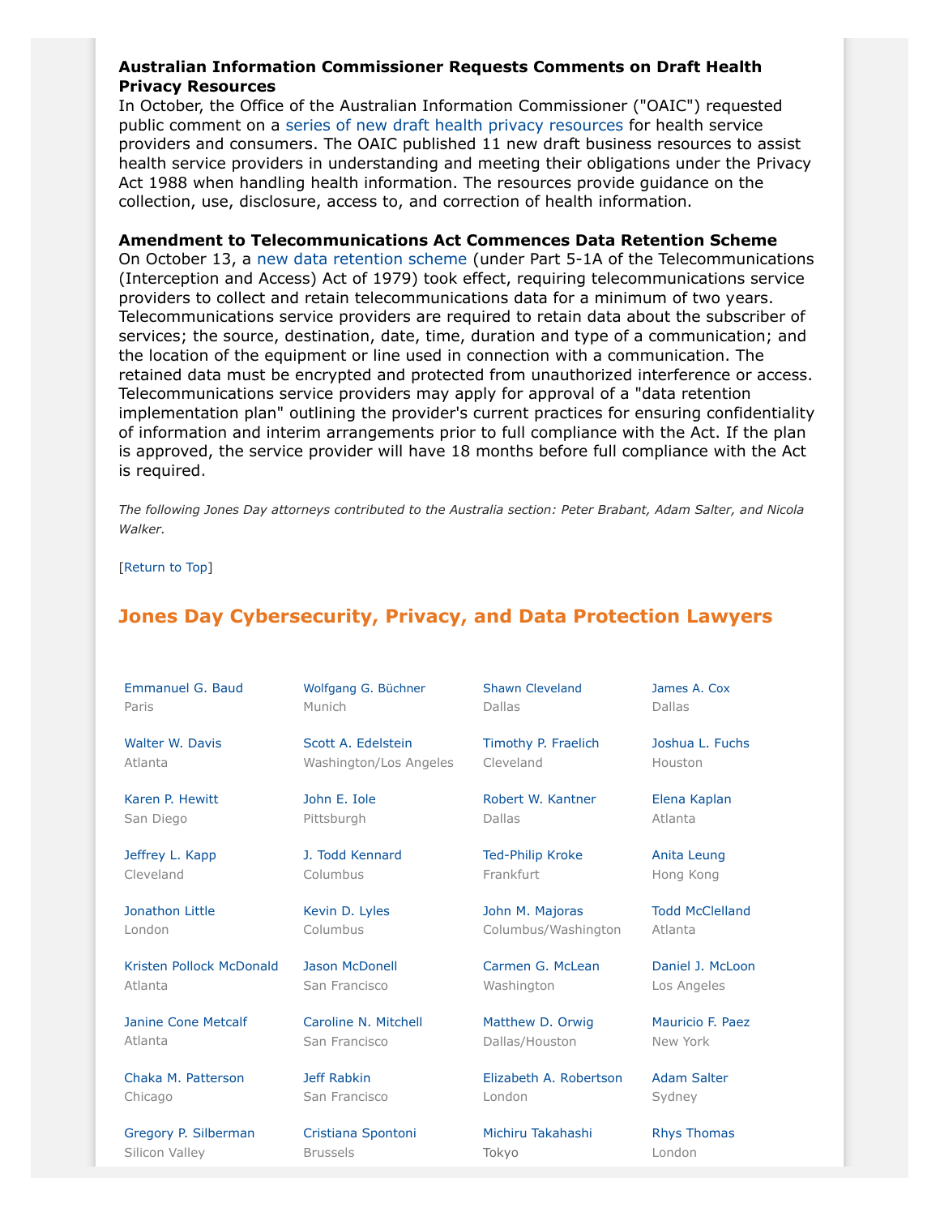**Australian Information Commissioner Requests Comments on Draft Health Privacy Resources**
In October, the Office of the Australian Information Commissioner ("OAIC") requested public comment on a series of new draft health privacy resources for health service providers and consumers. The OAIC published 11 new draft business resources to assist health service providers in understanding and meeting their obligations under the Privacy Act 1988 when handling health information. The resources provide guidance on the collection, use, disclosure, access to, and correction of health information.

**Amendment to Telecommunications Act Commences Data Retention Scheme**
On October 13, a new data retention scheme (under Part 5-1A of the Telecommunications (Interception and Access) Act of 1979) took effect, requiring telecommunications service providers to collect and retain telecommunications data for a minimum of two years. Telecommunications service providers are required to retain data about the subscriber of services; the source, destination, date, time, duration and type of a communication; and the location of the equipment or line used in connection with a communication. The retained data must be encrypted and protected from unauthorized interference or access. Telecommunications service providers may apply for approval of a "data retention implementation plan" outlining the provider's current practices for ensuring confidentiality of information and interim arrangements prior to full compliance with the Act. If the plan is approved, the service provider will have 18 months before full compliance with the Act is required.

*The following Jones Day attorneys contributed to the Australia section: Peter Brabant, Adam Salter, and Nicola Walker.*

[Return to Top]

## Jones Day Cybersecurity, Privacy, and Data Protection Lawyers

| | | | |
|---|---|---|---|
| Emmanuel G. Baud<br>Paris | Wolfgang G. Büchner<br>Munich | Shawn Cleveland<br>Dallas | James A. Cox<br>Dallas |
| Walter W. Davis<br>Atlanta | Scott A. Edelstein<br>Washington/Los Angeles | Timothy P. Fraelich<br>Cleveland | Joshua L. Fuchs<br>Houston |
| Karen P. Hewitt<br>San Diego | John E. Iole<br>Pittsburgh | Robert W. Kantner<br>Dallas | Elena Kaplan<br>Atlanta |
| Jeffrey L. Kapp<br>Cleveland | J. Todd Kennard<br>Columbus | Ted-Philip Kroke<br>Frankfurt | Anita Leung<br>Hong Kong |
| Jonathon Little<br>London | Kevin D. Lyles<br>Columbus | John M. Majoras<br>Columbus/Washington | Todd McClelland<br>Atlanta |
| Kristen Pollock McDonald<br>Atlanta | Jason McDonell<br>San Francisco | Carmen G. McLean<br>Washington | Daniel J. McLoon<br>Los Angeles |
| Janine Cone Metcalf<br>Atlanta | Caroline N. Mitchell<br>San Francisco | Matthew D. Orwig<br>Dallas/Houston | Mauricio F. Paez<br>New York |
| Chaka M. Patterson<br>Chicago | Jeff Rabkin<br>San Francisco | Elizabeth A. Robertson<br>London | Adam Salter<br>Sydney |
| Gregory P. Silberman<br>Silicon Valley | Cristiana Spontoni<br>Brussels | Michiru Takahashi<br>Tokyo | Rhys Thomas<br>London |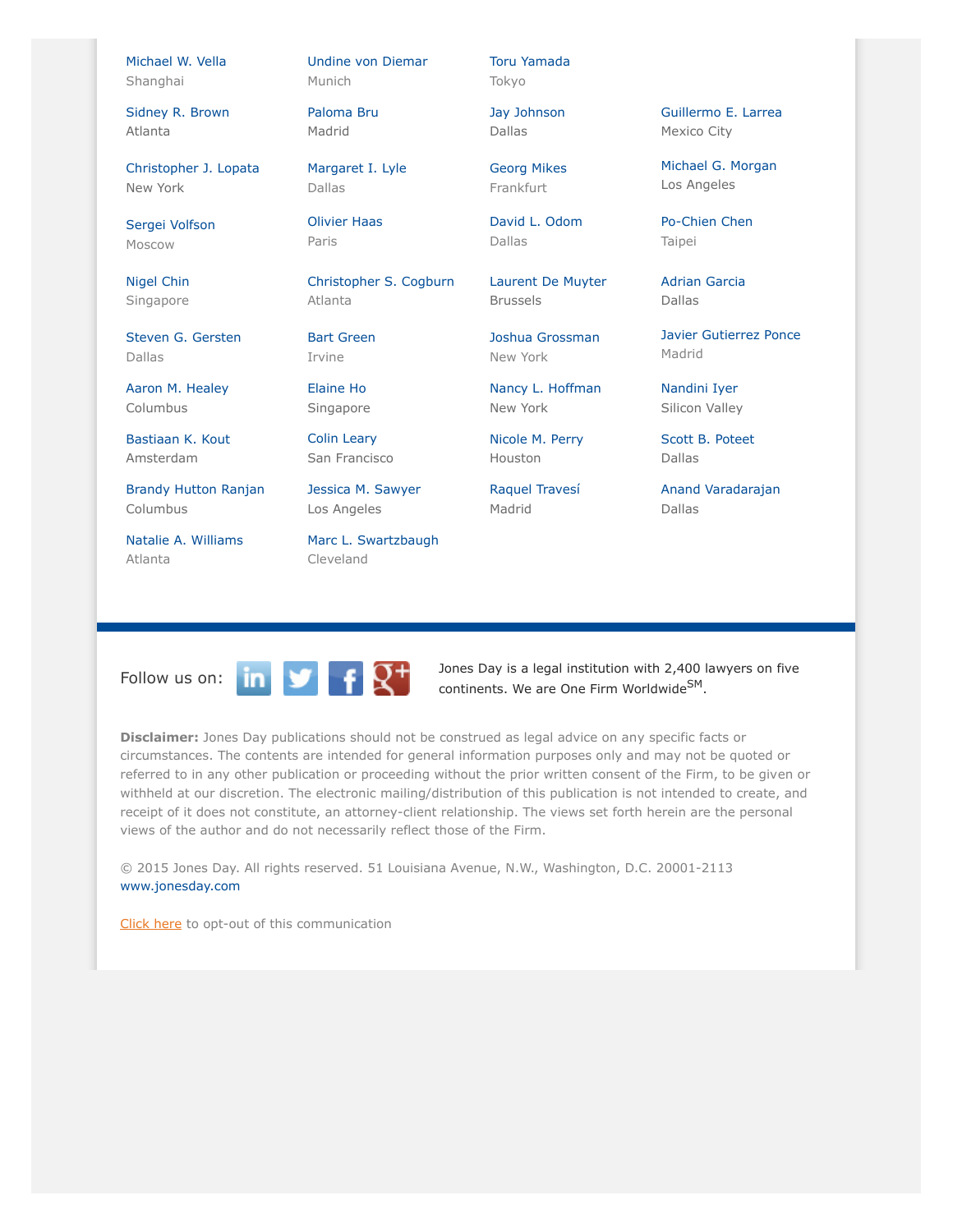Michael W. Vella
Shanghai

Undine von Diemar
Munich

Toru Yamada
Tokyo

Sidney R. Brown
Atlanta

Paloma Bru
Madrid

Jay Johnson
Dallas

Guillermo E. Larrea
Mexico City

Christopher J. Lopata
New York

Margaret I. Lyle
Dallas

Georg Mikes
Frankfurt

Michael G. Morgan
Los Angeles

Sergei Volfson
Moscow

Olivier Haas
Paris

David L. Odom
Dallas

Po-Chien Chen
Taipei

Nigel Chin
Singapore

Christopher S. Cogburn
Atlanta

Laurent De Muyter
Brussels

Adrian Garcia
Dallas

Steven G. Gersten
Dallas

Bart Green
Irvine

Joshua Grossman
New York

Javier Gutierrez Ponce
Madrid

Aaron M. Healey
Columbus

Elaine Ho
Singapore

Nancy L. Hoffman
New York

Nandini Iyer
Silicon Valley

Bastiaan K. Kout
Amsterdam

Colin Leary
San Francisco

Nicole M. Perry
Houston

Scott B. Poteet
Dallas

Brandy Hutton Ranjan
Columbus

Jessica M. Sawyer
Los Angeles

Raquel Travesí
Madrid

Anand Varadarajan
Dallas

Natalie A. Williams
Atlanta

Marc L. Swartzbaugh
Cleveland

---

Follow us on:

Jones Day is a legal institution with 2,400 lawyers on five continents. We are One Firm Worldwide[SM].

**Disclaimer:** Jones Day publications should not be construed as legal advice on any specific facts or circumstances. The contents are intended for general information purposes only and may not be quoted or referred to in any other publication or proceeding without the prior written consent of the Firm, to be given or withheld at our discretion. The electronic mailing/distribution of this publication is not intended to create, and receipt of it does not constitute, an attorney-client relationship. The views set forth herein are the personal views of the author and do not necessarily reflect those of the Firm.

© 2015 Jones Day. All rights reserved. 51 Louisiana Avenue, N.W., Washington, D.C. 20001-2113
www.jonesday.com

Click here to opt-out of this communication